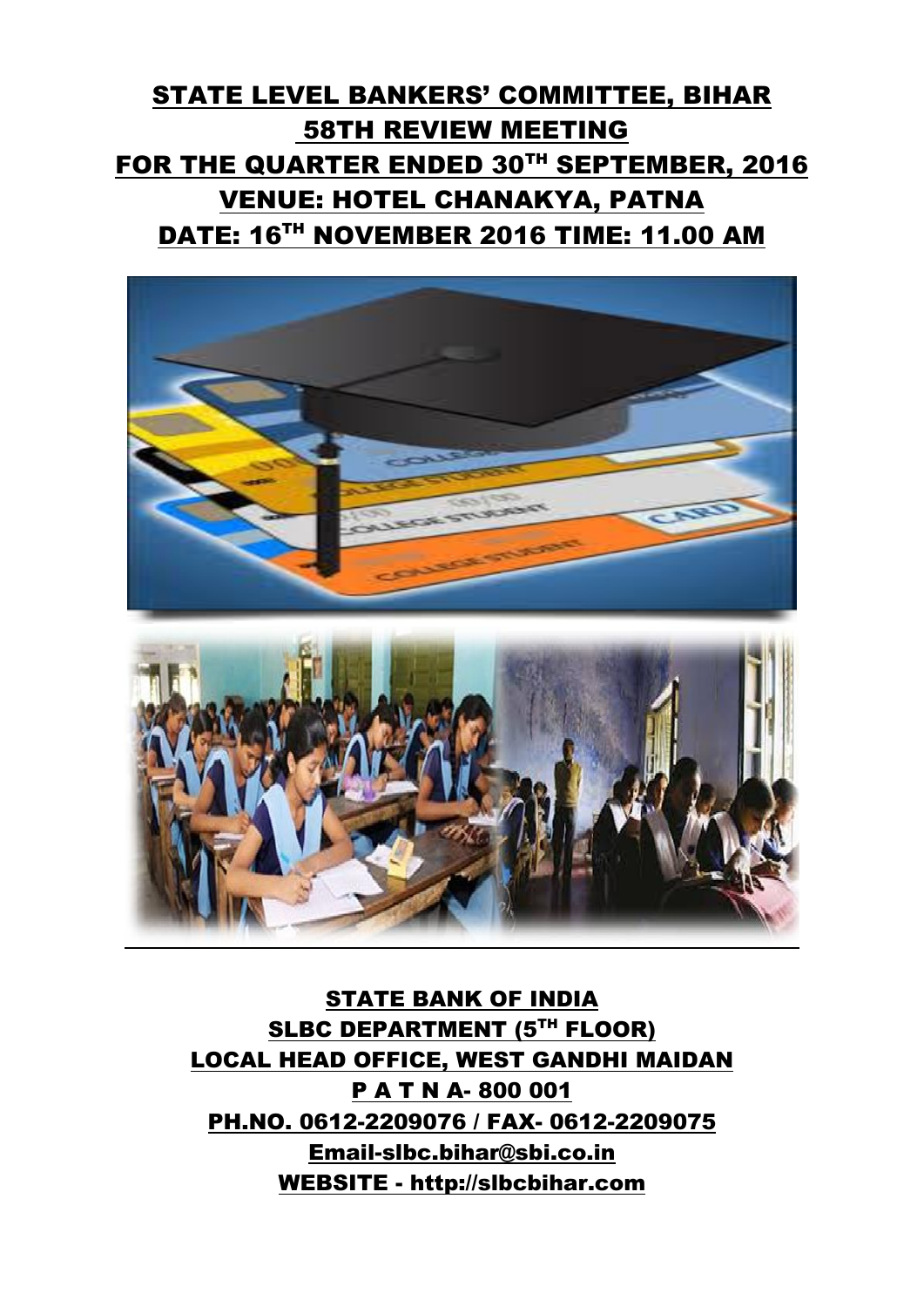# STATE LEVEL BANKERS' COMMITTEE, BIHAR

## 58TH REVIEW MEETING

## FOR THE QUARTER ENDED 30TH SEPTEMBER, 2016

## VENUE: HOTEL CHANAKYA, PATNA

## DATE: 16TH NOVEMBER 2016 TIME: 11.00 AM

---

**STATE BANK OF INDIA**

**SLBC DEPARTMENT (5TH FLOOR)**

**LOCAL HEAD OFFICE, WEST GANDHI MAIDAN**

**P A T N A- 800 001**

**PH.NO. 0612-2209076 / FAX- 0612-2209075**

**Email-slbc.bihar@sbi.co.in**

**WEBSITE - http://slbcbihar.com**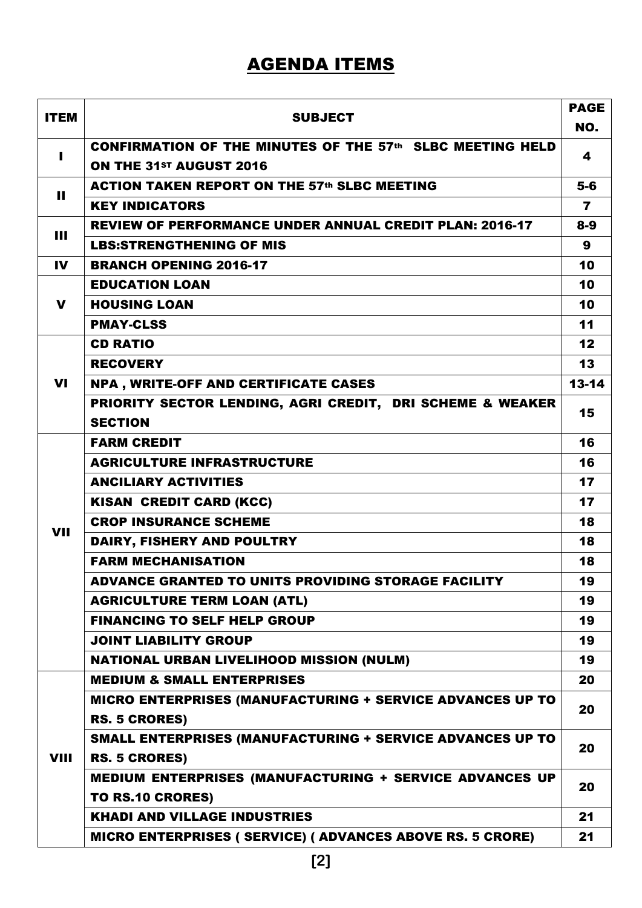# AGENDA ITEMS

| ITEM | SUBJECT | PAGE NO. |
|---|---|---|
| I | CONFIRMATION OF THE MINUTES OF THE 57th SLBC MEETING HELD ON THE 31ST AUGUST 2016 | 4 |
| II | ACTION TAKEN REPORT ON THE 57th SLBC MEETING | 5-6 |
| | KEY INDICATORS | 7 |
| III | REVIEW OF PERFORMANCE UNDER ANNUAL CREDIT PLAN: 2016-17 | 8-9 |
| | LBS:STRENGTHENING OF MIS | 9 |
| IV | BRANCH OPENING 2016-17 | 10 |
| V | EDUCATION LOAN | 10 |
| | HOUSING LOAN | 10 |
| | PMAY-CLSS | 11 |
| VI | CD RATIO | 12 |
| | RECOVERY | 13 |
| | NPA , WRITE-OFF AND CERTIFICATE CASES | 13-14 |
| | PRIORITY SECTOR LENDING, AGRI CREDIT, DRI SCHEME & WEAKER SECTION | 15 |
| VII | FARM CREDIT | 16 |
| | AGRICULTURE INFRASTRUCTURE | 16 |
| | ANCILIARY ACTIVITIES | 17 |
| | KISAN CREDIT CARD (KCC) | 17 |
| | CROP INSURANCE SCHEME | 18 |
| | DAIRY, FISHERY AND POULTRY | 18 |
| | FARM MECHANISATION | 18 |
| | ADVANCE GRANTED TO UNITS PROVIDING STORAGE FACILITY | 19 |
| | AGRICULTURE TERM LOAN (ATL) | 19 |
| | FINANCING TO SELF HELP GROUP | 19 |
| | JOINT LIABILITY GROUP | 19 |
| | NATIONAL URBAN LIVELIHOOD MISSION (NULM) | 19 |
| VIII | MEDIUM & SMALL ENTERPRISES | 20 |
| | MICRO ENTERPRISES (MANUFACTURING + SERVICE ADVANCES UP TO RS. 5 CRORES) | 20 |
| | SMALL ENTERPRISES (MANUFACTURING + SERVICE ADVANCES UP TO RS. 5 CRORES) | 20 |
| | MEDIUM ENTERPRISES (MANUFACTURING + SERVICE ADVANCES UP TO RS.10 CRORES) | 20 |
| | KHADI AND VILLAGE INDUSTRIES | 21 |
| | MICRO ENTERPRISES ( SERVICE) ( ADVANCES ABOVE RS. 5 CRORE) | 21 |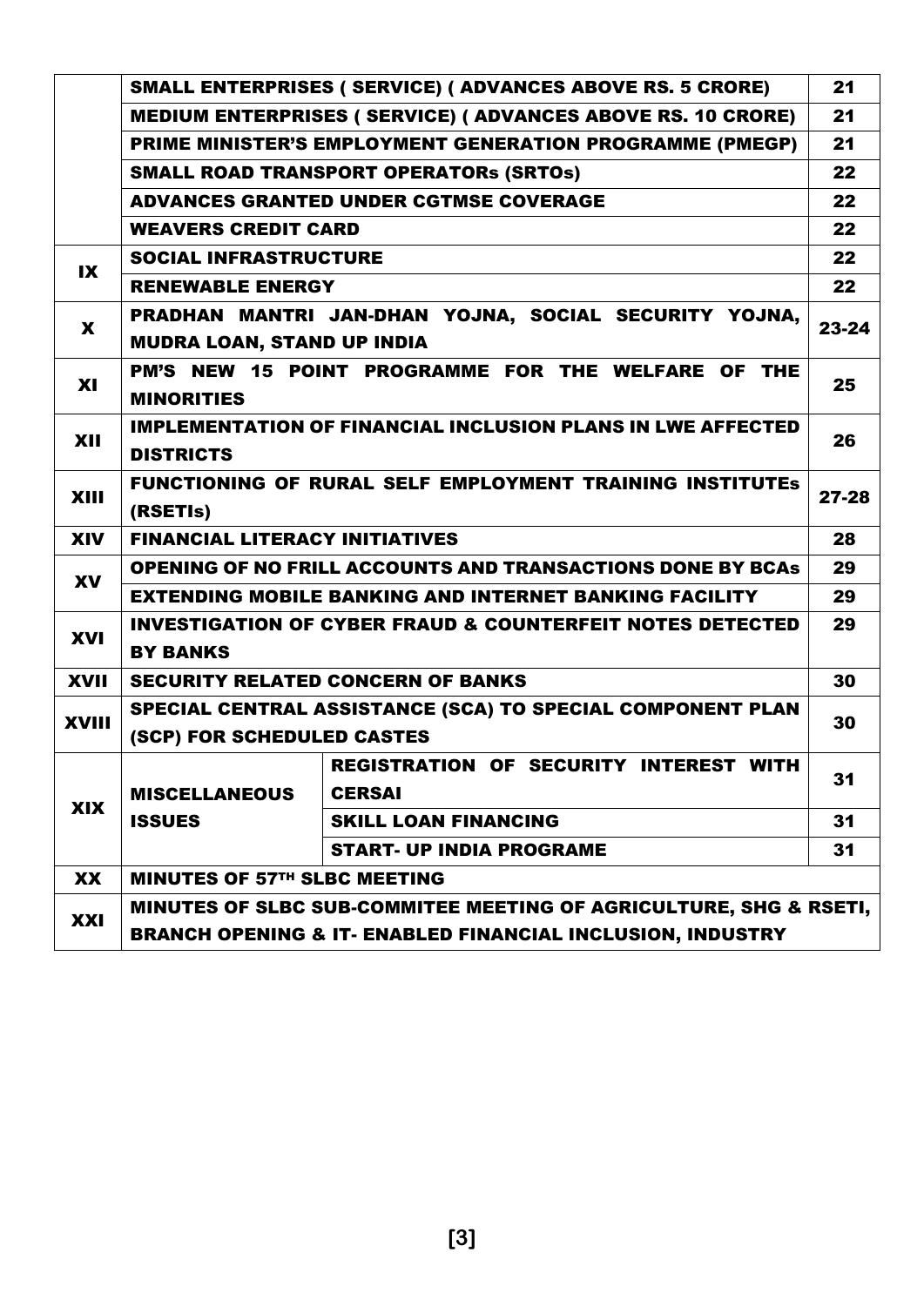| | | | |
|---|---|---|---|
| | SMALL ENTERPRISES ( SERVICE) ( ADVANCES ABOVE RS. 5 CRORE) | | 21 |
| | MEDIUM ENTERPRISES ( SERVICE) ( ADVANCES ABOVE RS. 10 CRORE) | | 21 |
| | PRIME MINISTER'S EMPLOYMENT GENERATION PROGRAMME (PMEGP) | | 21 |
| | SMALL ROAD TRANSPORT OPERATORs (SRTOs) | | 22 |
| | ADVANCES GRANTED UNDER CGTMSE COVERAGE | | 22 |
| | WEAVERS CREDIT CARD | | 22 |
| IX | SOCIAL INFRASTRUCTURE | | 22 |
| | RENEWABLE ENERGY | | 22 |
| X | PRADHAN MANTRI JAN-DHAN YOJNA, SOCIAL SECURITY YOJNA, MUDRA LOAN, STAND UP INDIA | | 23-24 |
| XI | PM'S NEW 15 POINT PROGRAMME FOR THE WELFARE OF THE MINORITIES | | 25 |
| XII | IMPLEMENTATION OF FINANCIAL INCLUSION PLANS IN LWE AFFECTED DISTRICTS | | 26 |
| XIII | FUNCTIONING OF RURAL SELF EMPLOYMENT TRAINING INSTITUTEs (RSETIs) | | 27-28 |
| XIV | FINANCIAL LITERACY INITIATIVES | | 28 |
| XV | OPENING OF NO FRILL ACCOUNTS AND TRANSACTIONS DONE BY BCAs | | 29 |
| | EXTENDING MOBILE BANKING AND INTERNET BANKING FACILITY | | 29 |
| XVI | INVESTIGATION OF CYBER FRAUD & COUNTERFEIT NOTES DETECTED BY BANKS | | 29 |
| XVII | SECURITY RELATED CONCERN OF BANKS | | 30 |
| XVIII | SPECIAL CENTRAL ASSISTANCE (SCA) TO SPECIAL COMPONENT PLAN (SCP) FOR SCHEDULED CASTES | | 30 |
| XIX | MISCELLANEOUS ISSUES | REGISTRATION OF SECURITY INTEREST WITH CERSAI | 31 |
| | | SKILL LOAN FINANCING | 31 |
| | | START- UP INDIA PROGRAME | 31 |
| XX | MINUTES OF 57TH SLBC MEETING | | |
| XXI | MINUTES OF SLBC SUB-COMMITEE MEETING OF AGRICULTURE, SHG & RSETI, BRANCH OPENING & IT- ENABLED FINANCIAL INCLUSION, INDUSTRY | | |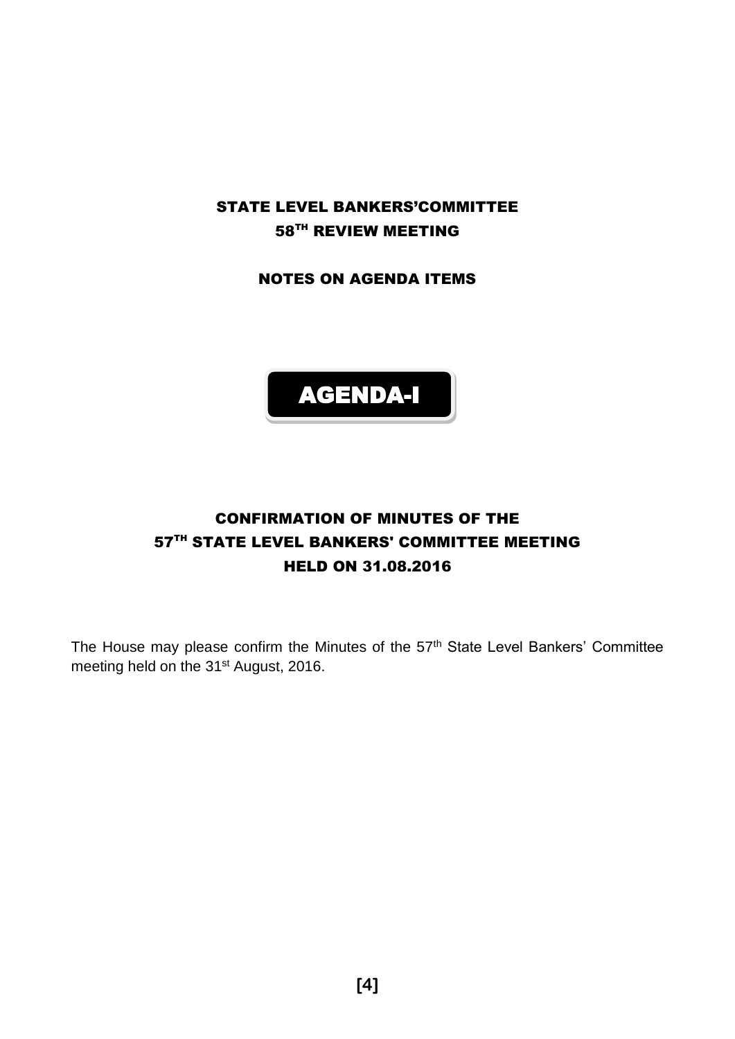# STATE LEVEL BANKERS'COMMITTEE
# 58TH REVIEW MEETING

## NOTES ON AGENDA ITEMS

## AGENDA-I

## CONFIRMATION OF MINUTES OF THE 57TH STATE LEVEL BANKERS' COMMITTEE MEETING HELD ON 31.08.2016

The House may please confirm the Minutes of the 57th State Level Bankers' Committee meeting held on the 31st August, 2016.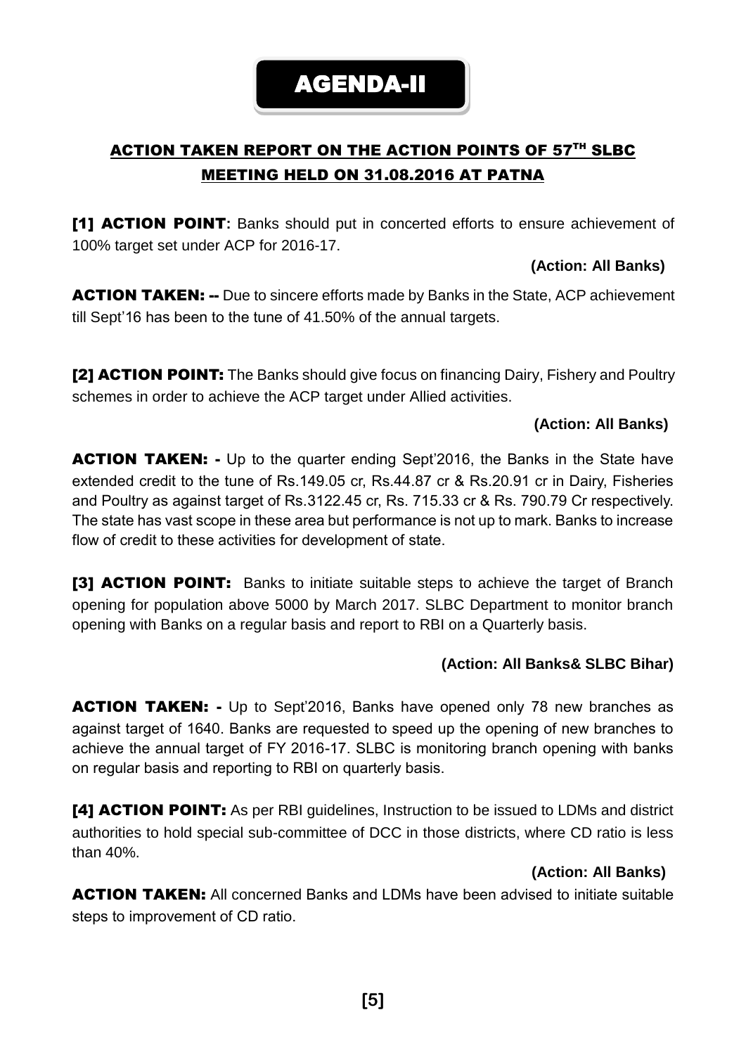# AGENDA-II

## ACTION TAKEN REPORT ON THE ACTION POINTS OF 57TH SLBC MEETING HELD ON 31.08.2016 AT PATNA

**[1] ACTION POINT:** Banks should put in concerted efforts to ensure achievement of 100% target set under ACP for 2016-17.

**(Action: All Banks)**

**ACTION TAKEN: --** Due to sincere efforts made by Banks in the State, ACP achievement till Sept'16 has been to the tune of 41.50% of the annual targets.

**[2] ACTION POINT:** The Banks should give focus on financing Dairy, Fishery and Poultry schemes in order to achieve the ACP target under Allied activities.

**(Action: All Banks)**

**ACTION TAKEN: -** Up to the quarter ending Sept'2016, the Banks in the State have extended credit to the tune of Rs.149.05 cr, Rs.44.87 cr & Rs.20.91 cr in Dairy, Fisheries and Poultry as against target of Rs.3122.45 cr, Rs. 715.33 cr & Rs. 790.79 Cr respectively. The state has vast scope in these area but performance is not up to mark. Banks to increase flow of credit to these activities for development of state.

**[3] ACTION POINT:** Banks to initiate suitable steps to achieve the target of Branch opening for population above 5000 by March 2017. SLBC Department to monitor branch opening with Banks on a regular basis and report to RBI on a Quarterly basis.

**(Action: All Banks& SLBC Bihar)**

**ACTION TAKEN: -** Up to Sept'2016, Banks have opened only 78 new branches as against target of 1640. Banks are requested to speed up the opening of new branches to achieve the annual target of FY 2016-17. SLBC is monitoring branch opening with banks on regular basis and reporting to RBI on quarterly basis.

**[4] ACTION POINT:** As per RBI guidelines, Instruction to be issued to LDMs and district authorities to hold special sub-committee of DCC in those districts, where CD ratio is less than 40%.

**(Action: All Banks)**

**ACTION TAKEN:** All concerned Banks and LDMs have been advised to initiate suitable steps to improvement of CD ratio.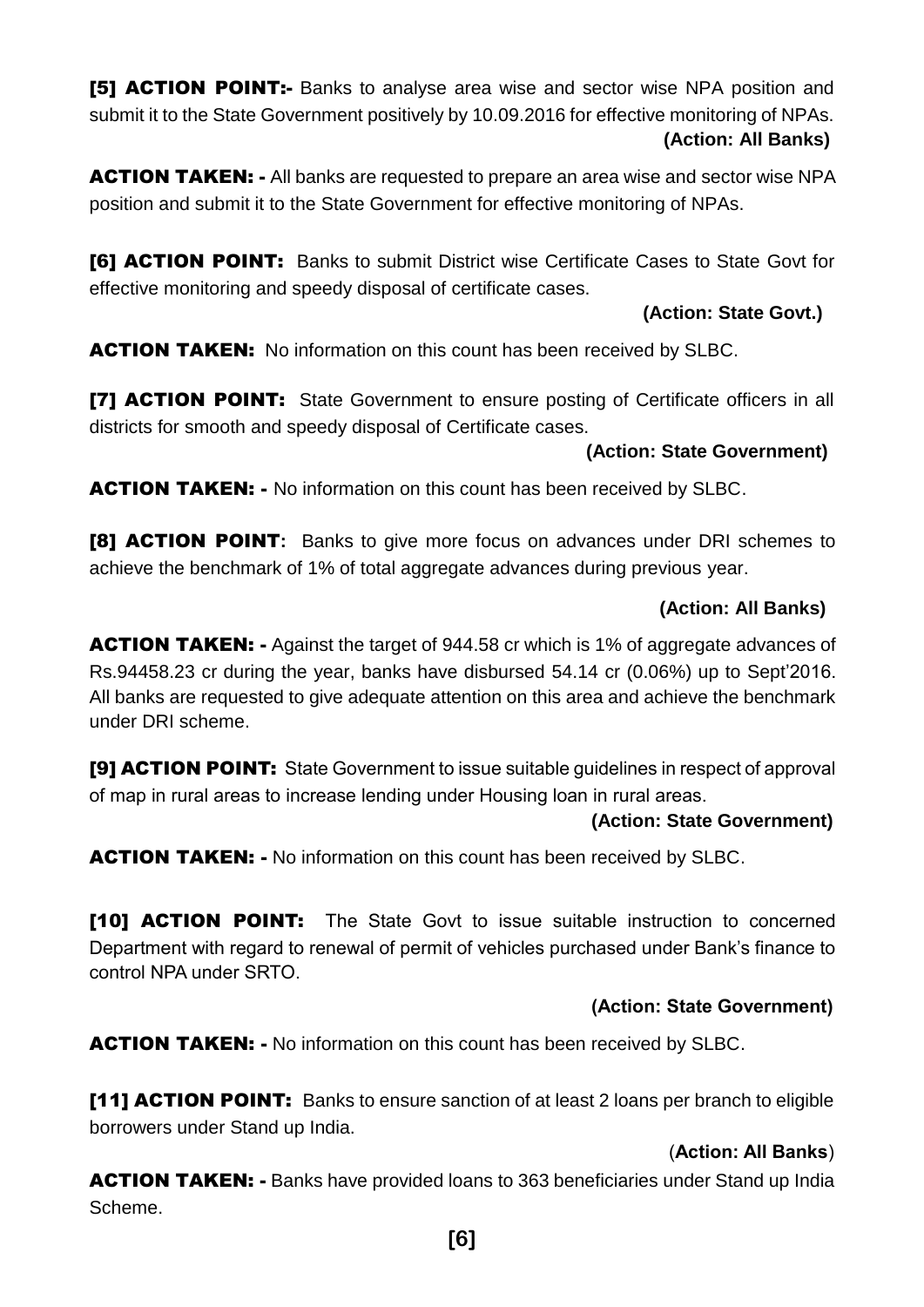**[5] ACTION POINT:-** Banks to analyse area wise and sector wise NPA position and submit it to the State Government positively by 10.09.2016 for effective monitoring of NPAs.

**(Action: All Banks)**

**ACTION TAKEN: -** All banks are requested to prepare an area wise and sector wise NPA position and submit it to the State Government for effective monitoring of NPAs.

**[6] ACTION POINT:** Banks to submit District wise Certificate Cases to State Govt for effective monitoring and speedy disposal of certificate cases.

**(Action: State Govt.)**

**ACTION TAKEN:** No information on this count has been received by SLBC.

**[7] ACTION POINT:** State Government to ensure posting of Certificate officers in all districts for smooth and speedy disposal of Certificate cases.

**(Action: State Government)**

**ACTION TAKEN: -** No information on this count has been received by SLBC.

**[8] ACTION POINT**: Banks to give more focus on advances under DRI schemes to achieve the benchmark of 1% of total aggregate advances during previous year.

**(Action: All Banks)**

**ACTION TAKEN: -** Against the target of 944.58 cr which is 1% of aggregate advances of Rs.94458.23 cr during the year, banks have disbursed 54.14 cr (0.06%) up to Sept'2016. All banks are requested to give adequate attention on this area and achieve the benchmark under DRI scheme.

**[9] ACTION POINT:** State Government to issue suitable guidelines in respect of approval of map in rural areas to increase lending under Housing loan in rural areas.

**(Action: State Government)**

**ACTION TAKEN: -** No information on this count has been received by SLBC.

**[10] ACTION POINT:** The State Govt to issue suitable instruction to concerned Department with regard to renewal of permit of vehicles purchased under Bank's finance to control NPA under SRTO.

**(Action: State Government)**

**ACTION TAKEN: -** No information on this count has been received by SLBC.

**[11] ACTION POINT:** Banks to ensure sanction of at least 2 loans per branch to eligible borrowers under Stand up India.

(**Action: All Banks**)

**ACTION TAKEN: -** Banks have provided loans to 363 beneficiaries under Stand up India Scheme.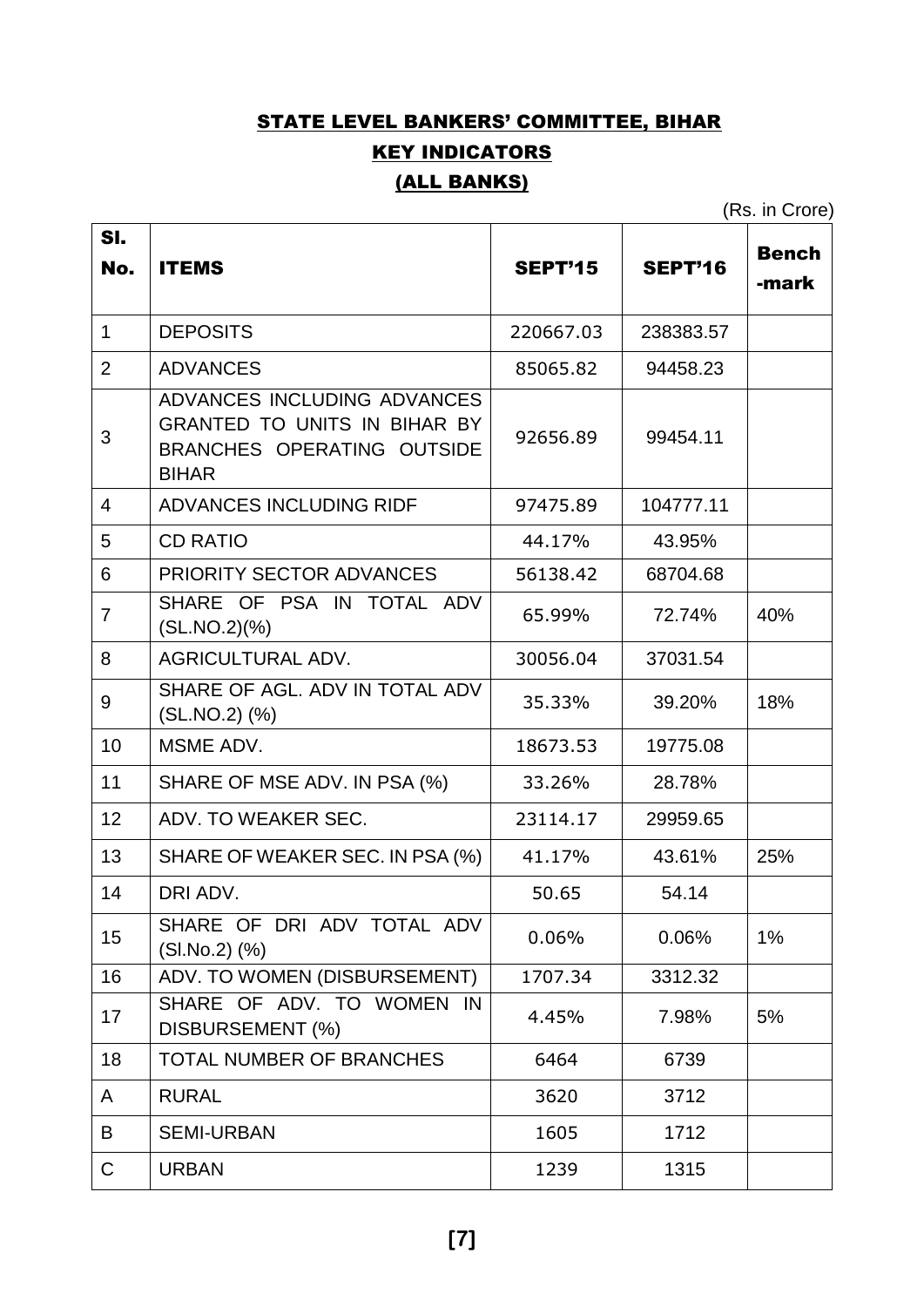# STATE LEVEL BANKERS' COMMITTEE, BIHAR

## KEY INDICATORS

## (ALL BANKS)

(Rs. in Crore)

| Sl. No. | ITEMS | SEPT'15 | SEPT'16 | Bench -mark |
|---|---|---|---|---|
| 1 | DEPOSITS | 220667.03 | 238383.57 | |
| 2 | ADVANCES | 85065.82 | 94458.23 | |
| 3 | ADVANCES INCLUDING ADVANCES GRANTED TO UNITS IN BIHAR BY BRANCHES OPERATING OUTSIDE BIHAR | 92656.89 | 99454.11 | |
| 4 | ADVANCES INCLUDING RIDF | 97475.89 | 104777.11 | |
| 5 | CD RATIO | 44.17% | 43.95% | |
| 6 | PRIORITY SECTOR ADVANCES | 56138.42 | 68704.68 | |
| 7 | SHARE OF PSA IN TOTAL ADV (SL.NO.2)(%) | 65.99% | 72.74% | 40% |
| 8 | AGRICULTURAL ADV. | 30056.04 | 37031.54 | |
| 9 | SHARE OF AGL. ADV IN TOTAL ADV (SL.NO.2) (%) | 35.33% | 39.20% | 18% |
| 10 | MSME ADV. | 18673.53 | 19775.08 | |
| 11 | SHARE OF MSE ADV. IN PSA (%) | 33.26% | 28.78% | |
| 12 | ADV. TO WEAKER SEC. | 23114.17 | 29959.65 | |
| 13 | SHARE OF WEAKER SEC. IN PSA (%) | 41.17% | 43.61% | 25% |
| 14 | DRI ADV. | 50.65 | 54.14 | |
| 15 | SHARE OF DRI ADV TOTAL ADV (Sl.No.2) (%) | 0.06% | 0.06% | 1% |
| 16 | ADV. TO WOMEN (DISBURSEMENT) | 1707.34 | 3312.32 | |
| 17 | SHARE OF ADV. TO WOMEN IN DISBURSEMENT (%) | 4.45% | 7.98% | 5% |
| 18 | TOTAL NUMBER OF BRANCHES | 6464 | 6739 | |
| A | RURAL | 3620 | 3712 | |
| B | SEMI-URBAN | 1605 | 1712 | |
| C | URBAN | 1239 | 1315 | |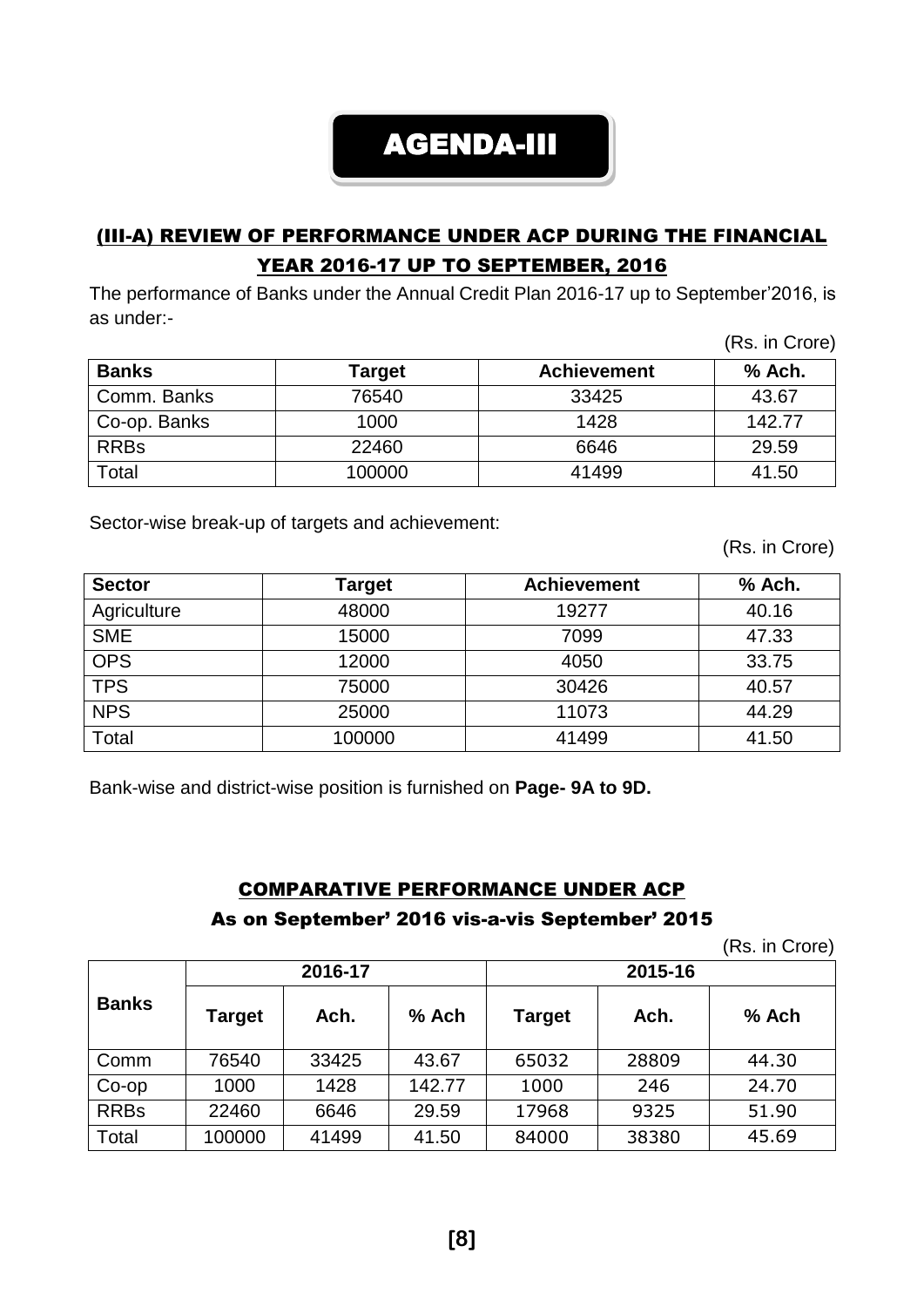# AGENDA-III

## (III-A) REVIEW OF PERFORMANCE UNDER ACP DURING THE FINANCIAL YEAR 2016-17 UP TO SEPTEMBER, 2016

The performance of Banks under the Annual Credit Plan 2016-17 up to September'2016, is as under:-

(Rs. in Crore)

| Banks | Target | Achievement | % Ach. |
|---|---|---|---|
| Comm. Banks | 76540 | 33425 | 43.67 |
| Co-op. Banks | 1000 | 1428 | 142.77 |
| RRBs | 22460 | 6646 | 29.59 |
| Total | 100000 | 41499 | 41.50 |

Sector-wise break-up of targets and achievement:

(Rs. in Crore)

| Sector | Target | Achievement | % Ach. |
|---|---|---|---|
| Agriculture | 48000 | 19277 | 40.16 |
| SME | 15000 | 7099 | 47.33 |
| OPS | 12000 | 4050 | 33.75 |
| TPS | 75000 | 30426 | 40.57 |
| NPS | 25000 | 11073 | 44.29 |
| Total | 100000 | 41499 | 41.50 |

Bank-wise and district-wise position is furnished on **Page- 9A to 9D.**

## COMPARATIVE PERFORMANCE UNDER ACP

### As on September' 2016 vis-a-vis September' 2015

(Rs. in Crore)

| Banks | 2016-17 | | | 2015-16 | | |
|---|---|---|---|---|---|---|
| | Target | Ach. | % Ach | Target | Ach. | % Ach |
| Comm | 76540 | 33425 | 43.67 | 65032 | 28809 | 44.30 |
| Co-op | 1000 | 1428 | 142.77 | 1000 | 246 | 24.70 |
| RRBs | 22460 | 6646 | 29.59 | 17968 | 9325 | 51.90 |
| Total | 100000 | 41499 | 41.50 | 84000 | 38380 | 45.69 |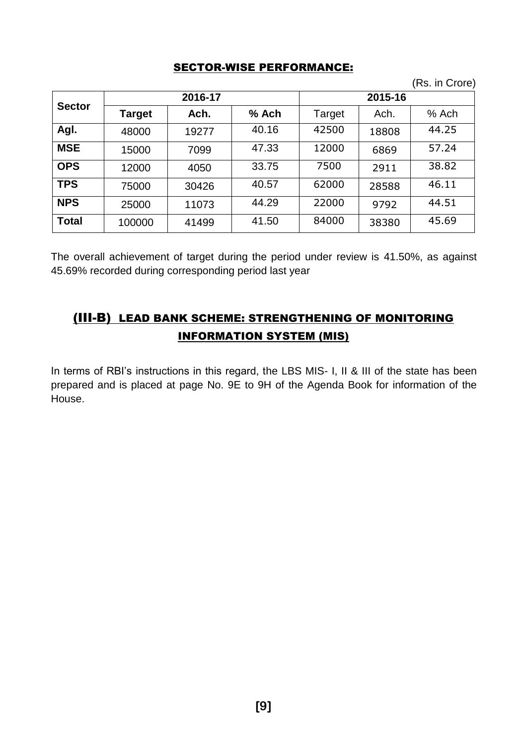## SECTOR-WISE PERFORMANCE:

(Rs. in Crore)

| Sector | 2016-17 | | | 2015-16 | | |
|---|---|---|---|---|---|---|
| | **Target** | **Ach.** | **% Ach** | Target | Ach. | % Ach |
| **Agl.** | 48000 | 19277 | 40.16 | 42500 | 18808 | 44.25 |
| **MSE** | 15000 | 7099 | 47.33 | 12000 | 6869 | 57.24 |
| **OPS** | 12000 | 4050 | 33.75 | 7500 | 2911 | 38.82 |
| **TPS** | 75000 | 30426 | 40.57 | 62000 | 28588 | 46.11 |
| **NPS** | 25000 | 11073 | 44.29 | 22000 | 9792 | 44.51 |
| **Total** | 100000 | 41499 | 41.50 | 84000 | 38380 | 45.69 |

The overall achievement of target during the period under review is 41.50%, as against 45.69% recorded during corresponding period last year

## (III-B) LEAD BANK SCHEME: STRENGTHENING OF MONITORING INFORMATION SYSTEM (MIS)

In terms of RBI's instructions in this regard, the LBS MIS- I, II & III of the state has been prepared and is placed at page No. 9E to 9H of the Agenda Book for information of the House.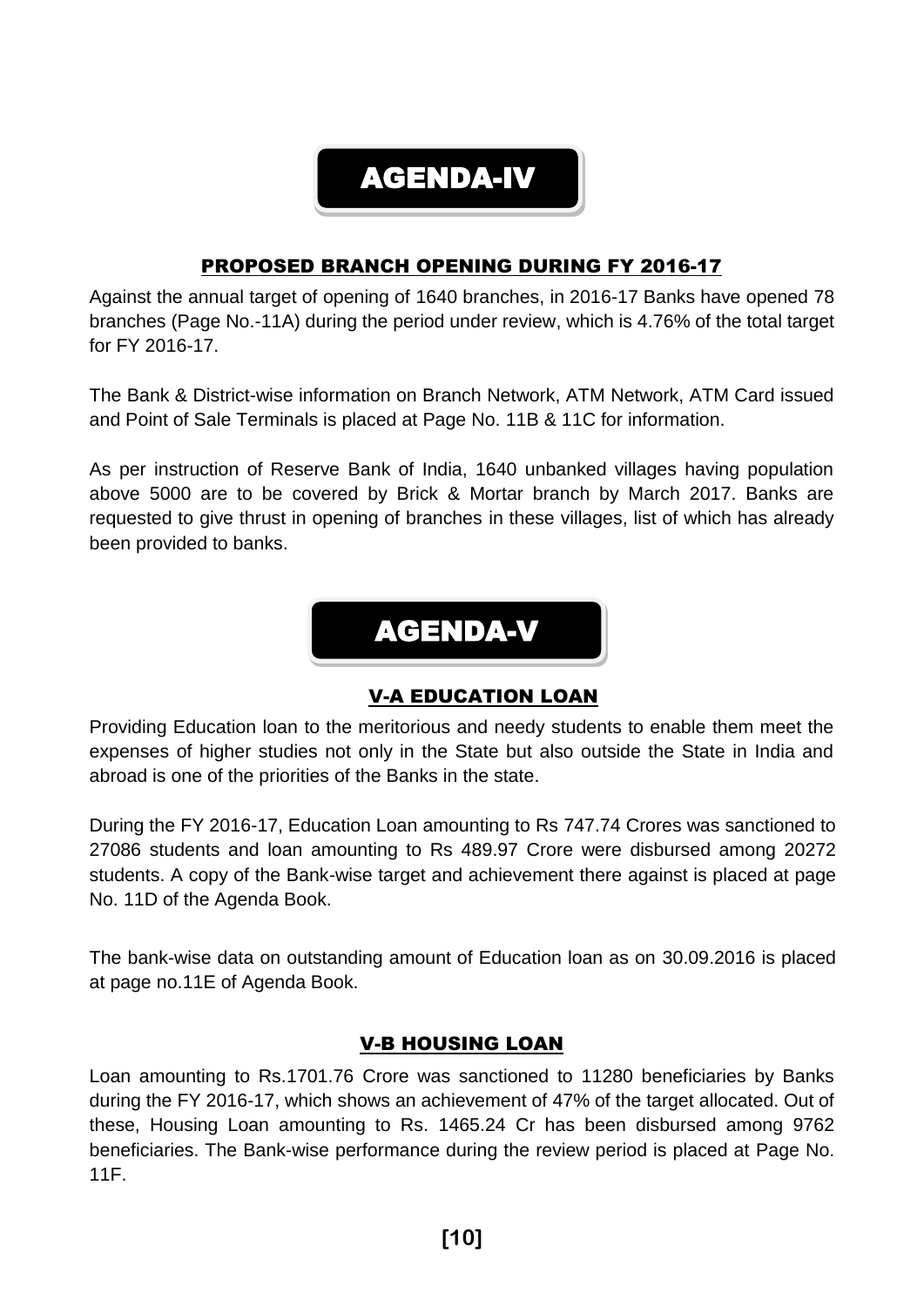# AGENDA-IV

## PROPOSED BRANCH OPENING DURING FY 2016-17

Against the annual target of opening of 1640 branches, in 2016-17 Banks have opened 78 branches (Page No.-11A) during the period under review, which is 4.76% of the total target for FY 2016-17.

The Bank & District-wise information on Branch Network, ATM Network, ATM Card issued and Point of Sale Terminals is placed at Page No. 11B & 11C for information.

As per instruction of Reserve Bank of India, 1640 unbanked villages having population above 5000 are to be covered by Brick & Mortar branch by March 2017. Banks are requested to give thrust in opening of branches in these villages, list of which has already been provided to banks.

# AGENDA-V

## V-A EDUCATION LOAN

Providing Education loan to the meritorious and needy students to enable them meet the expenses of higher studies not only in the State but also outside the State in India and abroad is one of the priorities of the Banks in the state.

During the FY 2016-17, Education Loan amounting to Rs 747.74 Crores was sanctioned to 27086 students and loan amounting to Rs 489.97 Crore were disbursed among 20272 students. A copy of the Bank-wise target and achievement there against is placed at page No. 11D of the Agenda Book.

The bank-wise data on outstanding amount of Education loan as on 30.09.2016 is placed at page no.11E of Agenda Book.

## V-B HOUSING LOAN

Loan amounting to Rs.1701.76 Crore was sanctioned to 11280 beneficiaries by Banks during the FY 2016-17, which shows an achievement of 47% of the target allocated. Out of these, Housing Loan amounting to Rs. 1465.24 Cr has been disbursed among 9762 beneficiaries. The Bank-wise performance during the review period is placed at Page No. 11F.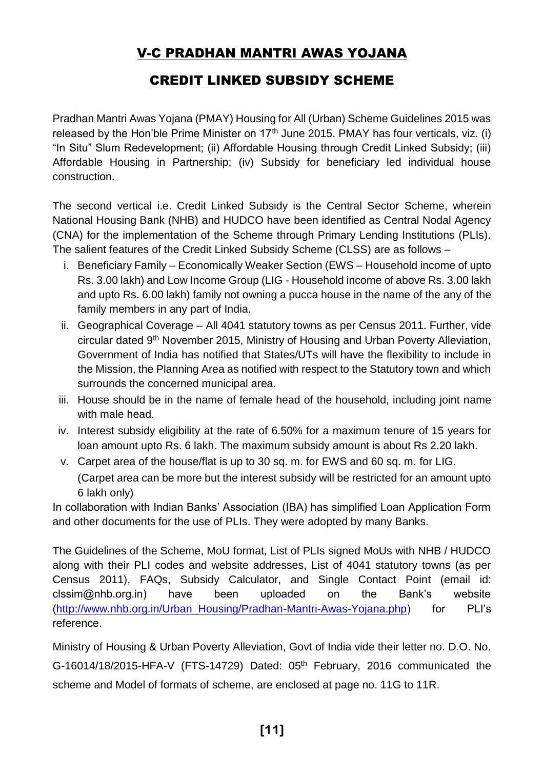# V-C PRADHAN MANTRI AWAS YOJANA

## CREDIT LINKED SUBSIDY SCHEME

Pradhan Mantri Awas Yojana (PMAY) Housing for All (Urban) Scheme Guidelines 2015 was released by the Hon'ble Prime Minister on 17th June 2015. PMAY has four verticals, viz. (i) "In Situ" Slum Redevelopment; (ii) Affordable Housing through Credit Linked Subsidy; (iii) Affordable Housing in Partnership; (iv) Subsidy for beneficiary led individual house construction.

The second vertical i.e. Credit Linked Subsidy is the Central Sector Scheme, wherein National Housing Bank (NHB) and HUDCO have been identified as Central Nodal Agency (CNA) for the implementation of the Scheme through Primary Lending Institutions (PLIs). The salient features of the Credit Linked Subsidy Scheme (CLSS) are as follows –

i. Beneficiary Family – Economically Weaker Section (EWS – Household income of upto Rs. 3.00 lakh) and Low Income Group (LIG - Household income of above Rs. 3.00 lakh and upto Rs. 6.00 lakh) family not owning a pucca house in the name of the any of the family members in any part of India.
ii. Geographical Coverage – All 4041 statutory towns as per Census 2011. Further, vide circular dated 9th November 2015, Ministry of Housing and Urban Poverty Alleviation, Government of India has notified that States/UTs will have the flexibility to include in the Mission, the Planning Area as notified with respect to the Statutory town and which surrounds the concerned municipal area.
iii. House should be in the name of female head of the household, including joint name with male head.
iv. Interest subsidy eligibility at the rate of 6.50% for a maximum tenure of 15 years for loan amount upto Rs. 6 lakh. The maximum subsidy amount is about Rs 2.20 lakh.
v. Carpet area of the house/flat is up to 30 sq. m. for EWS and 60 sq. m. for LIG. (Carpet area can be more but the interest subsidy will be restricted for an amount upto 6 lakh only)

In collaboration with Indian Banks' Association (IBA) has simplified Loan Application Form and other documents for the use of PLIs. They were adopted by many Banks.

The Guidelines of the Scheme, MoU format, List of PLIs signed MoUs with NHB / HUDCO along with their PLI codes and website addresses, List of 4041 statutory towns (as per Census 2011), FAQs, Subsidy Calculator, and Single Contact Point (email id: clssim@nhb.org.in) have been uploaded on the Bank's website (http://www.nhb.org.in/Urban_Housing/Pradhan-Mantri-Awas-Yojana.php) for PLI's reference.

Ministry of Housing & Urban Poverty Alleviation, Govt of India vide their letter no. D.O. No. G-16014/18/2015-HFA-V (FTS-14729) Dated: 05th February, 2016 communicated the scheme and Model of formats of scheme, are enclosed at page no. 11G to 11R.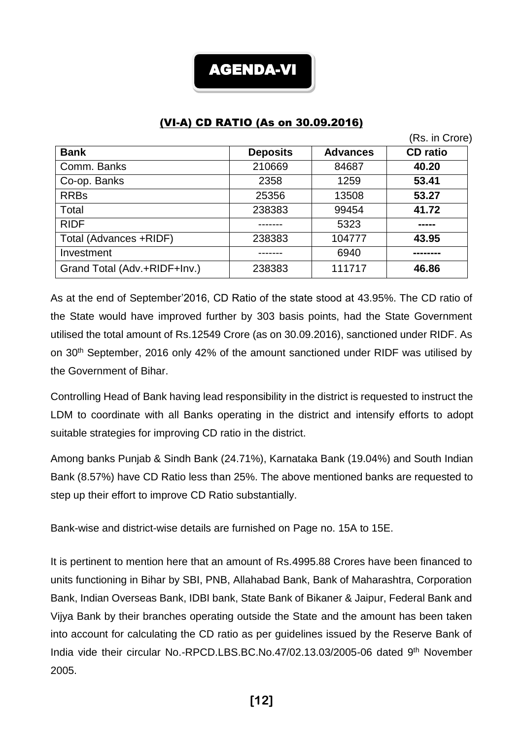# AGENDA-VI

## (VI-A) CD RATIO (As on 30.09.2016)

(Rs. in Crore)

| Bank | Deposits | Advances | CD ratio |
|---|---|---|---|
| Comm. Banks | 210669 | 84687 | **40.20** |
| Co-op. Banks | 2358 | 1259 | **53.41** |
| RRBs | 25356 | 13508 | **53.27** |
| Total | 238383 | 99454 | **41.72** |
| RIDF | ------- | 5323 | ----- |
| Total (Advances +RIDF) | 238383 | 104777 | **43.95** |
| Investment | ------- | 6940 | -------- |
| Grand Total (Adv.+RIDF+Inv.) | 238383 | 111717 | **46.86** |

As at the end of September'2016, CD Ratio of the state stood at 43.95%. The CD ratio of the State would have improved further by 303 basis points, had the State Government utilised the total amount of Rs.12549 Crore (as on 30.09.2016), sanctioned under RIDF. As on 30th September, 2016 only 42% of the amount sanctioned under RIDF was utilised by the Government of Bihar.

Controlling Head of Bank having lead responsibility in the district is requested to instruct the LDM to coordinate with all Banks operating in the district and intensify efforts to adopt suitable strategies for improving CD ratio in the district.

Among banks Punjab & Sindh Bank (24.71%), Karnataka Bank (19.04%) and South Indian Bank (8.57%) have CD Ratio less than 25%. The above mentioned banks are requested to step up their effort to improve CD Ratio substantially.

Bank-wise and district-wise details are furnished on Page no. 15A to 15E.

It is pertinent to mention here that an amount of Rs.4995.88 Crores have been financed to units functioning in Bihar by SBI, PNB, Allahabad Bank, Bank of Maharashtra, Corporation Bank, Indian Overseas Bank, IDBI bank, State Bank of Bikaner & Jaipur, Federal Bank and Vijya Bank by their branches operating outside the State and the amount has been taken into account for calculating the CD ratio as per guidelines issued by the Reserve Bank of India vide their circular No.-RPCD.LBS.BC.No.47/02.13.03/2005-06 dated 9th November 2005.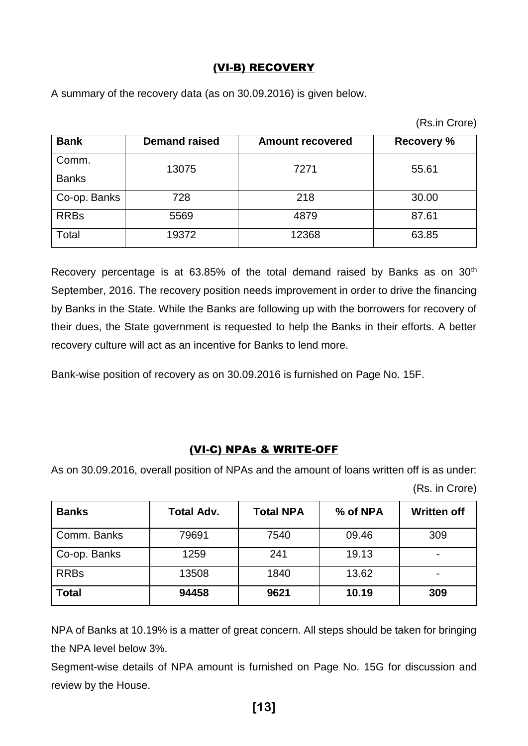## (VI-B) RECOVERY

A summary of the recovery data (as on 30.09.2016) is given below.

(Rs.in Crore)

| Bank | Demand raised | Amount recovered | Recovery % |
|---|---|---|---|
| Comm. Banks | 13075 | 7271 | 55.61 |
| Co-op. Banks | 728 | 218 | 30.00 |
| RRBs | 5569 | 4879 | 87.61 |
| Total | 19372 | 12368 | 63.85 |

Recovery percentage is at 63.85% of the total demand raised by Banks as on 30th September, 2016. The recovery position needs improvement in order to drive the financing by Banks in the State. While the Banks are following up with the borrowers for recovery of their dues, the State government is requested to help the Banks in their efforts. A better recovery culture will act as an incentive for Banks to lend more.

Bank-wise position of recovery as on 30.09.2016 is furnished on Page No. 15F.

## (VI-C) NPAs & WRITE-OFF

As on 30.09.2016, overall position of NPAs and the amount of loans written off is as under:

(Rs. in Crore)

| Banks | Total Adv. | Total NPA | % of NPA | Written off |
|---|---|---|---|---|
| Comm. Banks | 79691 | 7540 | 09.46 | 309 |
| Co-op. Banks | 1259 | 241 | 19.13 | - |
| RRBs | 13508 | 1840 | 13.62 | - |
| **Total** | **94458** | **9621** | **10.19** | **309** |

NPA of Banks at 10.19% is a matter of great concern. All steps should be taken for bringing the NPA level below 3%.

Segment-wise details of NPA amount is furnished on Page No. 15G for discussion and review by the House.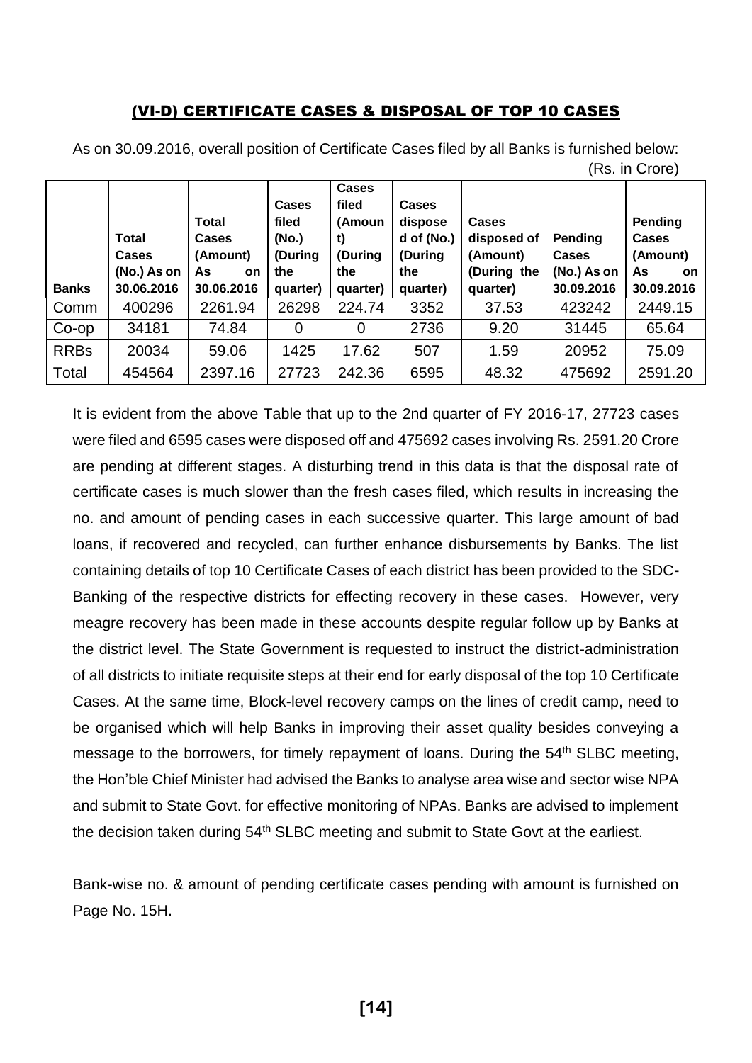## (VI-D) CERTIFICATE CASES & DISPOSAL OF TOP 10 CASES

As on 30.09.2016, overall position of Certificate Cases filed by all Banks is furnished below:

(Rs. in Crore)

| Banks | Total Cases (No.) As on 30.06.2016 | Total Cases (Amount) As on 30.06.2016 | Cases filed (No.) (During the quarter) | Cases filed (Amount) (During the quarter) | Cases disposed of (No.) (During the quarter) | Cases disposed of (Amount) (During the quarter) | Pending Cases (No.) As on 30.09.2016 | Pending Cases (Amount) As on 30.09.2016 |
|---|---|---|---|---|---|---|---|---|
| Comm | 400296 | 2261.94 | 26298 | 224.74 | 3352 | 37.53 | 423242 | 2449.15 |
| Co-op | 34181 | 74.84 | 0 | 0 | 2736 | 9.20 | 31445 | 65.64 |
| RRBs | 20034 | 59.06 | 1425 | 17.62 | 507 | 1.59 | 20952 | 75.09 |
| Total | 454564 | 2397.16 | 27723 | 242.36 | 6595 | 48.32 | 475692 | 2591.20 |

It is evident from the above Table that up to the 2nd quarter of FY 2016-17, 27723 cases were filed and 6595 cases were disposed off and 475692 cases involving Rs. 2591.20 Crore are pending at different stages. A disturbing trend in this data is that the disposal rate of certificate cases is much slower than the fresh cases filed, which results in increasing the no. and amount of pending cases in each successive quarter. This large amount of bad loans, if recovered and recycled, can further enhance disbursements by Banks. The list containing details of top 10 Certificate Cases of each district has been provided to the SDC-Banking of the respective districts for effecting recovery in these cases. However, very meagre recovery has been made in these accounts despite regular follow up by Banks at the district level. The State Government is requested to instruct the district-administration of all districts to initiate requisite steps at their end for early disposal of the top 10 Certificate Cases. At the same time, Block-level recovery camps on the lines of credit camp, need to be organised which will help Banks in improving their asset quality besides conveying a message to the borrowers, for timely repayment of loans. During the 54th SLBC meeting, the Hon'ble Chief Minister had advised the Banks to analyse area wise and sector wise NPA and submit to State Govt. for effective monitoring of NPAs. Banks are advised to implement the decision taken during 54th SLBC meeting and submit to State Govt at the earliest.

Bank-wise no. & amount of pending certificate cases pending with amount is furnished on Page No. 15H.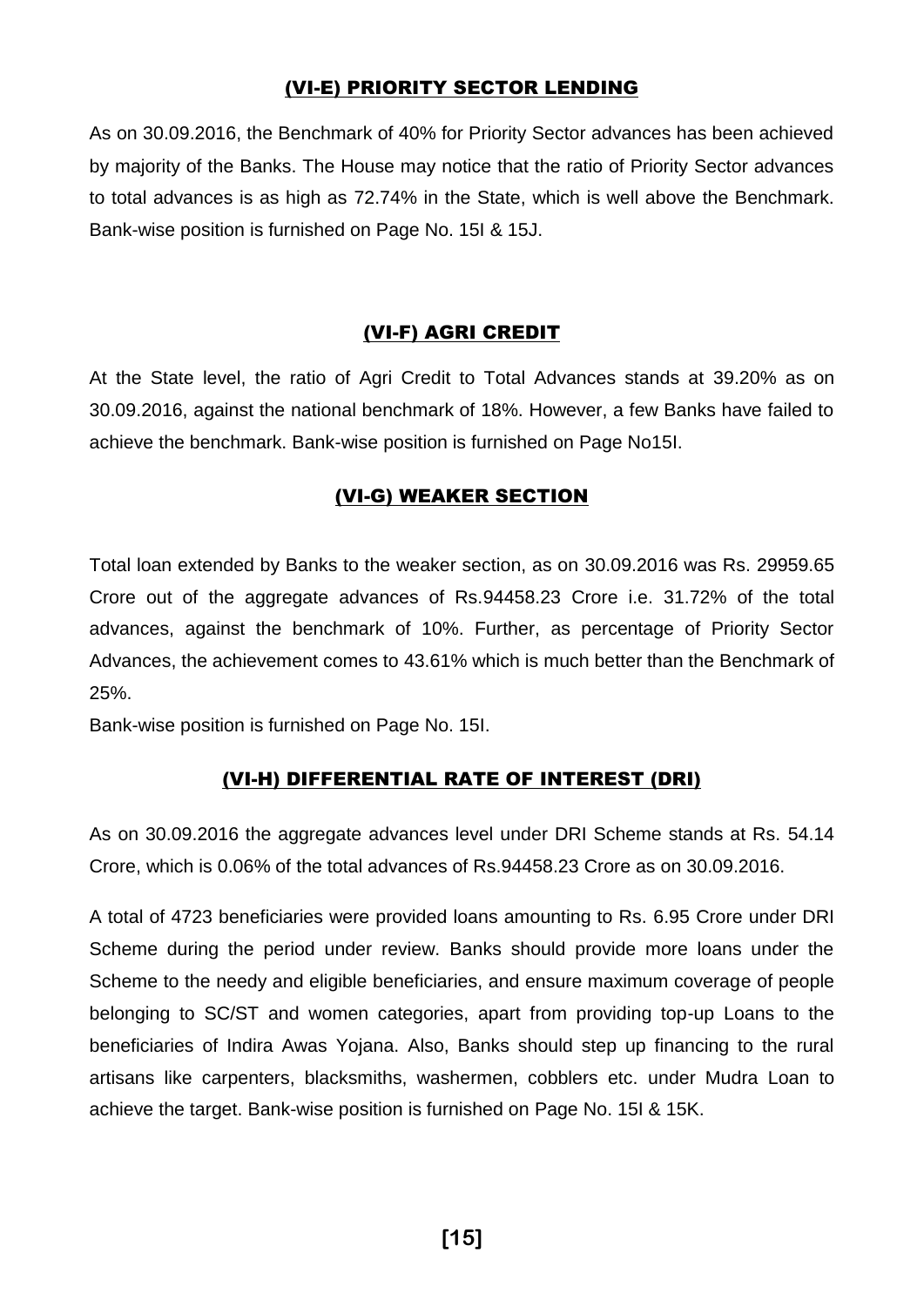## (VI-E) PRIORITY SECTOR LENDING

As on 30.09.2016, the Benchmark of 40% for Priority Sector advances has been achieved by majority of the Banks. The House may notice that the ratio of Priority Sector advances to total advances is as high as 72.74% in the State, which is well above the Benchmark. Bank-wise position is furnished on Page No. 15I & 15J.

## (VI-F) AGRI CREDIT

At the State level, the ratio of Agri Credit to Total Advances stands at 39.20% as on 30.09.2016, against the national benchmark of 18%. However, a few Banks have failed to achieve the benchmark. Bank-wise position is furnished on Page No15I.

## (VI-G) WEAKER SECTION

Total loan extended by Banks to the weaker section, as on 30.09.2016 was Rs. 29959.65 Crore out of the aggregate advances of Rs.94458.23 Crore i.e. 31.72% of the total advances, against the benchmark of 10%. Further, as percentage of Priority Sector Advances, the achievement comes to 43.61% which is much better than the Benchmark of 25%.

Bank-wise position is furnished on Page No. 15I.

## (VI-H) DIFFERENTIAL RATE OF INTEREST (DRI)

As on 30.09.2016 the aggregate advances level under DRI Scheme stands at Rs. 54.14 Crore, which is 0.06% of the total advances of Rs.94458.23 Crore as on 30.09.2016.

A total of 4723 beneficiaries were provided loans amounting to Rs. 6.95 Crore under DRI Scheme during the period under review. Banks should provide more loans under the Scheme to the needy and eligible beneficiaries, and ensure maximum coverage of people belonging to SC/ST and women categories, apart from providing top-up Loans to the beneficiaries of Indira Awas Yojana. Also, Banks should step up financing to the rural artisans like carpenters, blacksmiths, washermen, cobblers etc. under Mudra Loan to achieve the target. Bank-wise position is furnished on Page No. 15I & 15K.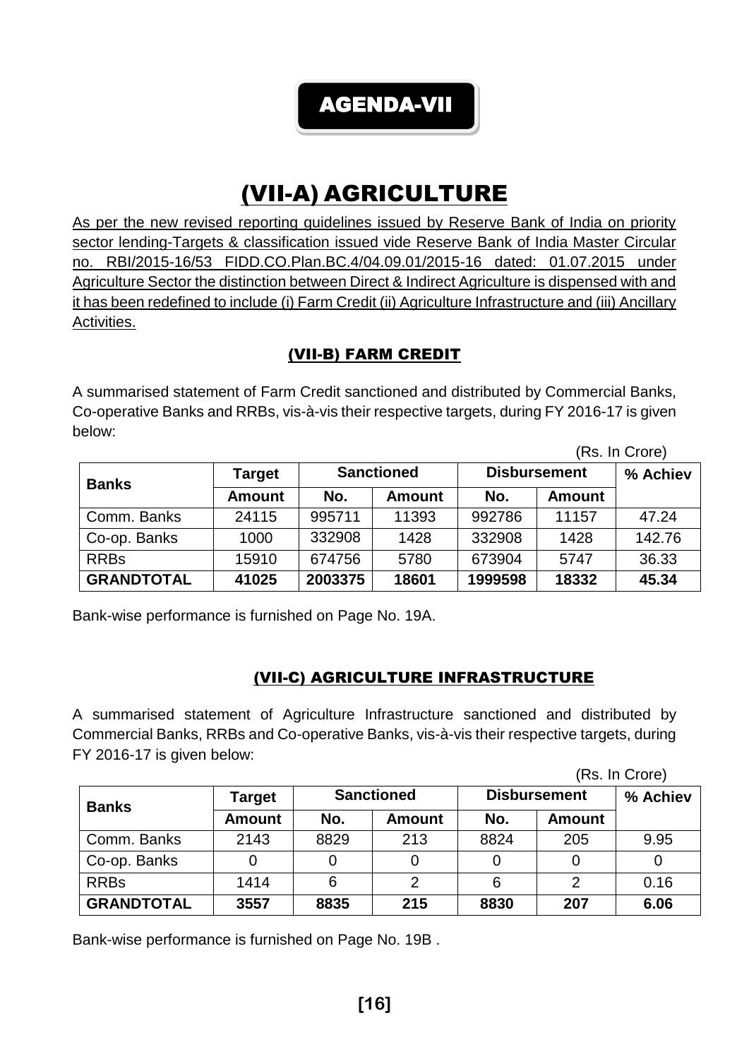# AGENDA-VII

## (VII-A) AGRICULTURE

As per the new revised reporting guidelines issued by Reserve Bank of India on priority sector lending-Targets & classification issued vide Reserve Bank of India Master Circular no. RBI/2015-16/53 FIDD.CO.Plan.BC.4/04.09.01/2015-16 dated: 01.07.2015 under Agriculture Sector the distinction between Direct & Indirect Agriculture is dispensed with and it has been redefined to include (i) Farm Credit (ii) Agriculture Infrastructure and (iii) Ancillary Activities.

### (VII-B) FARM CREDIT

A summarised statement of Farm Credit sanctioned and distributed by Commercial Banks, Co-operative Banks and RRBs, vis-à-vis their respective targets, during FY 2016-17 is given below:

(Rs. In Crore)

| Banks | Target | Sanctioned | | Disbursement | | % Achiev |
|---|---|---|---|---|---|---|
| | Amount | No. | Amount | No. | Amount | |
| Comm. Banks | 24115 | 995711 | 11393 | 992786 | 11157 | 47.24 |
| Co-op. Banks | 1000 | 332908 | 1428 | 332908 | 1428 | 142.76 |
| RRBs | 15910 | 674756 | 5780 | 673904 | 5747 | 36.33 |
| **GRANDTOTAL** | **41025** | **2003375** | **18601** | **1999598** | **18332** | **45.34** |

Bank-wise performance is furnished on Page No. 19A.

### (VII-C) AGRICULTURE INFRASTRUCTURE

A summarised statement of Agriculture Infrastructure sanctioned and distributed by Commercial Banks, RRBs and Co-operative Banks, vis-à-vis their respective targets, during FY 2016-17 is given below:

(Rs. In Crore)

| Banks | Target | Sanctioned | | Disbursement | | % Achiev |
|---|---|---|---|---|---|---|
| | Amount | No. | Amount | No. | Amount | |
| Comm. Banks | 2143 | 8829 | 213 | 8824 | 205 | 9.95 |
| Co-op. Banks | 0 | 0 | 0 | 0 | 0 | 0 |
| RRBs | 1414 | 6 | 2 | 6 | 2 | 0.16 |
| **GRANDTOTAL** | **3557** | **8835** | **215** | **8830** | **207** | **6.06** |

Bank-wise performance is furnished on Page No. 19B .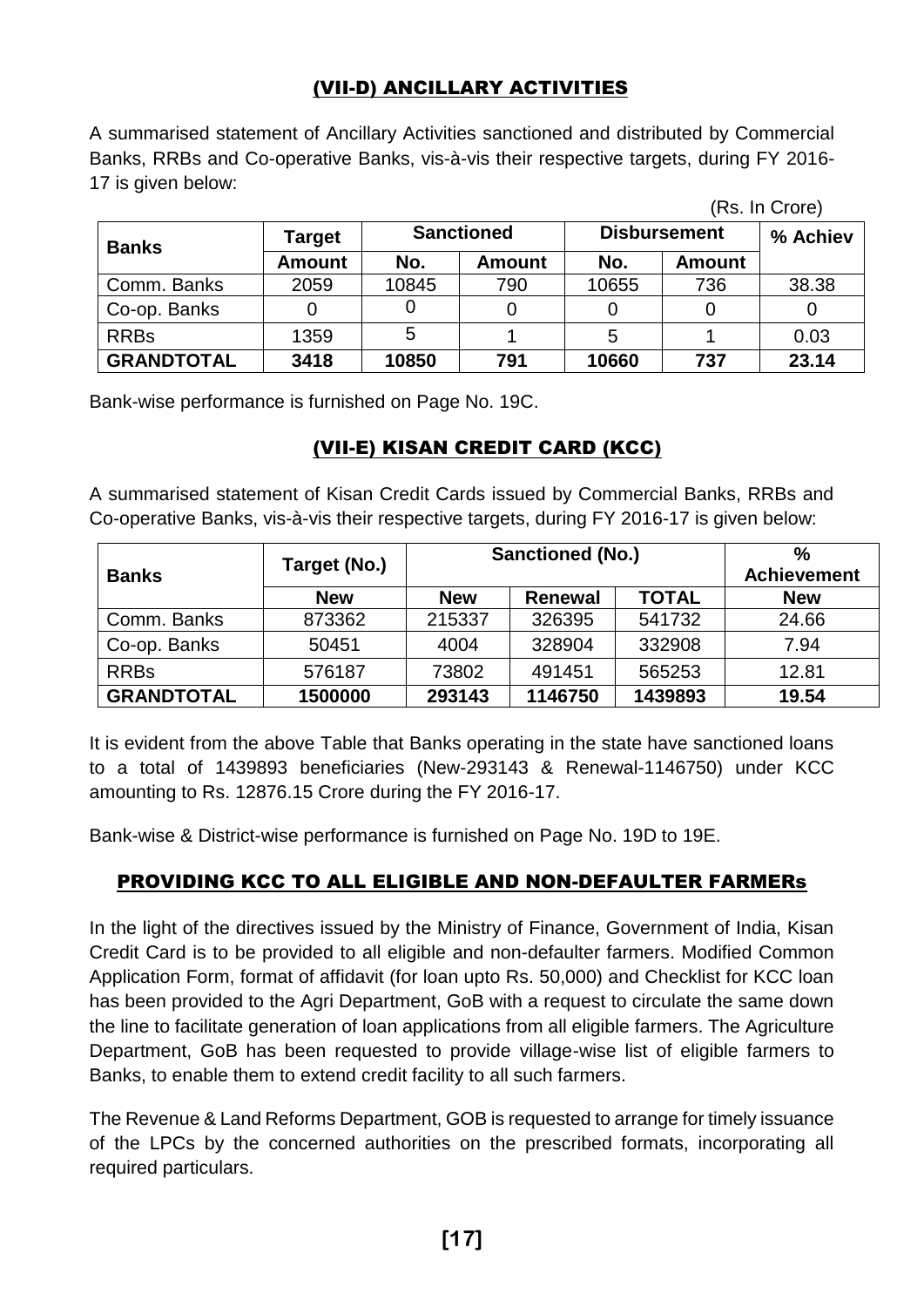## (VII-D) ANCILLARY ACTIVITIES

A summarised statement of Ancillary Activities sanctioned and distributed by Commercial Banks, RRBs and Co-operative Banks, vis-à-vis their respective targets, during FY 2016-17 is given below:

(Rs. In Crore)

| Banks | Target | Sanctioned | | Disbursement | | % Achiev |
|---|---|---|---|---|---|---|
| | Amount | No. | Amount | No. | Amount | |
| Comm. Banks | 2059 | 10845 | 790 | 10655 | 736 | 38.38 |
| Co-op. Banks | 0 | 0 | 0 | 0 | 0 | 0 |
| RRBs | 1359 | 5 | 1 | 5 | 1 | 0.03 |
| **GRANDTOTAL** | **3418** | **10850** | **791** | **10660** | **737** | **23.14** |

Bank-wise performance is furnished on Page No. 19C.

## (VII-E) KISAN CREDIT CARD (KCC)

A summarised statement of Kisan Credit Cards issued by Commercial Banks, RRBs and Co-operative Banks, vis-à-vis their respective targets, during FY 2016-17 is given below:

| Banks | Target (No.) | Sanctioned (No.) | | | % Achievement |
|---|---|---|---|---|---|
| | New | New | Renewal | TOTAL | New |
| Comm. Banks | 873362 | 215337 | 326395 | 541732 | 24.66 |
| Co-op. Banks | 50451 | 4004 | 328904 | 332908 | 7.94 |
| RRBs | 576187 | 73802 | 491451 | 565253 | 12.81 |
| **GRANDTOTAL** | **1500000** | **293143** | **1146750** | **1439893** | **19.54** |

It is evident from the above Table that Banks operating in the state have sanctioned loans to a total of 1439893 beneficiaries (New-293143 & Renewal-1146750) under KCC amounting to Rs. 12876.15 Crore during the FY 2016-17.

Bank-wise & District-wise performance is furnished on Page No. 19D to 19E.

## PROVIDING KCC TO ALL ELIGIBLE AND NON-DEFAULTER FARMERs

In the light of the directives issued by the Ministry of Finance, Government of India, Kisan Credit Card is to be provided to all eligible and non-defaulter farmers. Modified Common Application Form, format of affidavit (for loan upto Rs. 50,000) and Checklist for KCC loan has been provided to the Agri Department, GoB with a request to circulate the same down the line to facilitate generation of loan applications from all eligible farmers. The Agriculture Department, GoB has been requested to provide village-wise list of eligible farmers to Banks, to enable them to extend credit facility to all such farmers.

The Revenue & Land Reforms Department, GOB is requested to arrange for timely issuance of the LPCs by the concerned authorities on the prescribed formats, incorporating all required particulars.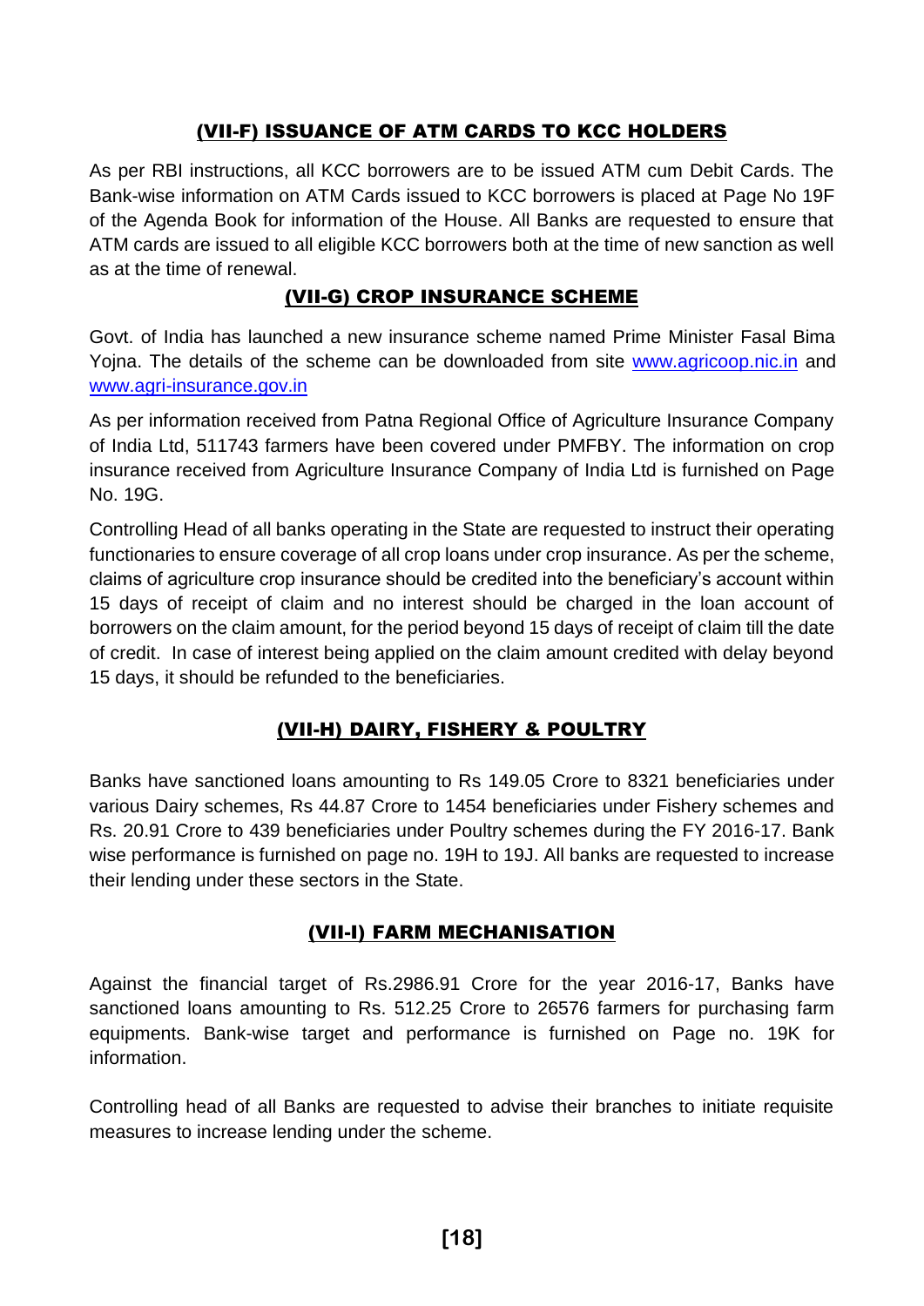## (VII-F) ISSUANCE OF ATM CARDS TO KCC HOLDERS

As per RBI instructions, all KCC borrowers are to be issued ATM cum Debit Cards. The Bank-wise information on ATM Cards issued to KCC borrowers is placed at Page No 19F of the Agenda Book for information of the House. All Banks are requested to ensure that ATM cards are issued to all eligible KCC borrowers both at the time of new sanction as well as at the time of renewal.

## (VII-G) CROP INSURANCE SCHEME

Govt. of India has launched a new insurance scheme named Prime Minister Fasal Bima Yojna. The details of the scheme can be downloaded from site www.agricoop.nic.in and www.agri-insurance.gov.in

As per information received from Patna Regional Office of Agriculture Insurance Company of India Ltd, 511743 farmers have been covered under PMFBY. The information on crop insurance received from Agriculture Insurance Company of India Ltd is furnished on Page No. 19G.

Controlling Head of all banks operating in the State are requested to instruct their operating functionaries to ensure coverage of all crop loans under crop insurance. As per the scheme, claims of agriculture crop insurance should be credited into the beneficiary's account within 15 days of receipt of claim and no interest should be charged in the loan account of borrowers on the claim amount, for the period beyond 15 days of receipt of claim till the date of credit. In case of interest being applied on the claim amount credited with delay beyond 15 days, it should be refunded to the beneficiaries.

## (VII-H) DAIRY, FISHERY & POULTRY

Banks have sanctioned loans amounting to Rs 149.05 Crore to 8321 beneficiaries under various Dairy schemes, Rs 44.87 Crore to 1454 beneficiaries under Fishery schemes and Rs. 20.91 Crore to 439 beneficiaries under Poultry schemes during the FY 2016-17. Bank wise performance is furnished on page no. 19H to 19J. All banks are requested to increase their lending under these sectors in the State.

## (VII-I) FARM MECHANISATION

Against the financial target of Rs.2986.91 Crore for the year 2016-17, Banks have sanctioned loans amounting to Rs. 512.25 Crore to 26576 farmers for purchasing farm equipments. Bank-wise target and performance is furnished on Page no. 19K for information.

Controlling head of all Banks are requested to advise their branches to initiate requisite measures to increase lending under the scheme.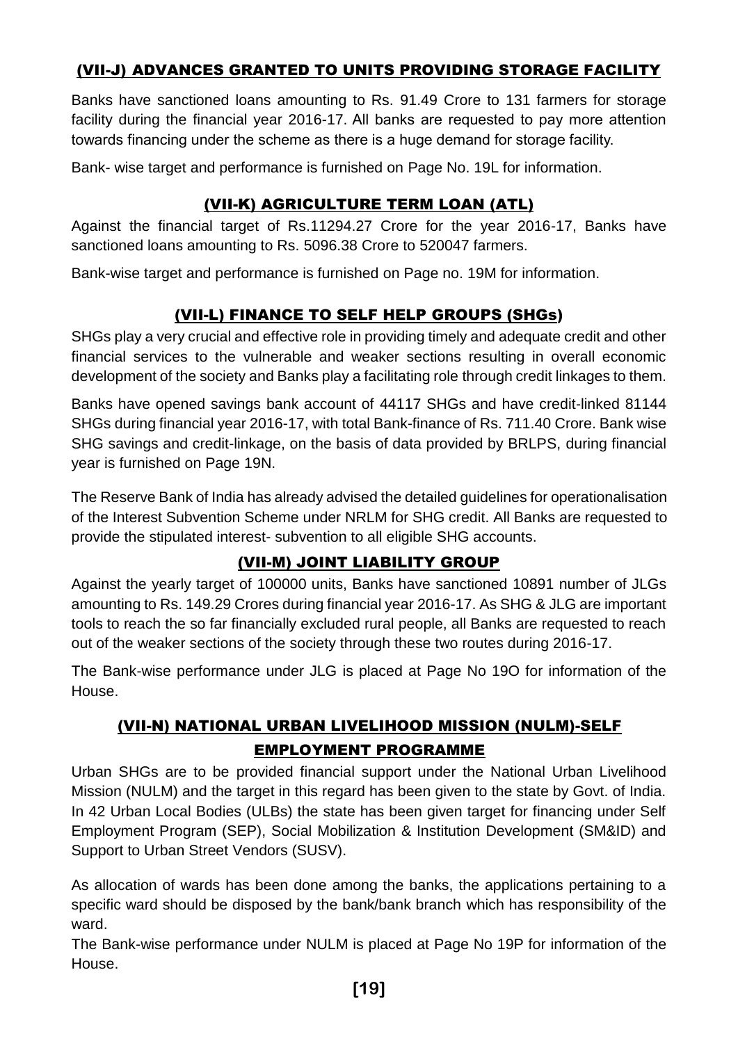## (VII-J) ADVANCES GRANTED TO UNITS PROVIDING STORAGE FACILITY

Banks have sanctioned loans amounting to Rs. 91.49 Crore to 131 farmers for storage facility during the financial year 2016-17. All banks are requested to pay more attention towards financing under the scheme as there is a huge demand for storage facility.

Bank- wise target and performance is furnished on Page No. 19L for information.

## (VII-K) AGRICULTURE TERM LOAN (ATL)

Against the financial target of Rs.11294.27 Crore for the year 2016-17, Banks have sanctioned loans amounting to Rs. 5096.38 Crore to 520047 farmers.

Bank-wise target and performance is furnished on Page no. 19M for information.

## (VII-L) FINANCE TO SELF HELP GROUPS (SHGs)

SHGs play a very crucial and effective role in providing timely and adequate credit and other financial services to the vulnerable and weaker sections resulting in overall economic development of the society and Banks play a facilitating role through credit linkages to them.

Banks have opened savings bank account of 44117 SHGs and have credit-linked 81144 SHGs during financial year 2016-17, with total Bank-finance of Rs. 711.40 Crore. Bank wise SHG savings and credit-linkage, on the basis of data provided by BRLPS, during financial year is furnished on Page 19N.

The Reserve Bank of India has already advised the detailed guidelines for operationalisation of the Interest Subvention Scheme under NRLM for SHG credit. All Banks are requested to provide the stipulated interest- subvention to all eligible SHG accounts.

## (VII-M) JOINT LIABILITY GROUP

Against the yearly target of 100000 units, Banks have sanctioned 10891 number of JLGs amounting to Rs. 149.29 Crores during financial year 2016-17. As SHG & JLG are important tools to reach the so far financially excluded rural people, all Banks are requested to reach out of the weaker sections of the society through these two routes during 2016-17.

The Bank-wise performance under JLG is placed at Page No 19O for information of the House.

## (VII-N) NATIONAL URBAN LIVELIHOOD MISSION (NULM)-SELF EMPLOYMENT PROGRAMME

Urban SHGs are to be provided financial support under the National Urban Livelihood Mission (NULM) and the target in this regard has been given to the state by Govt. of India. In 42 Urban Local Bodies (ULBs) the state has been given target for financing under Self Employment Program (SEP), Social Mobilization & Institution Development (SM&ID) and Support to Urban Street Vendors (SUSV).

As allocation of wards has been done among the banks, the applications pertaining to a specific ward should be disposed by the bank/bank branch which has responsibility of the ward.

The Bank-wise performance under NULM is placed at Page No 19P for information of the House.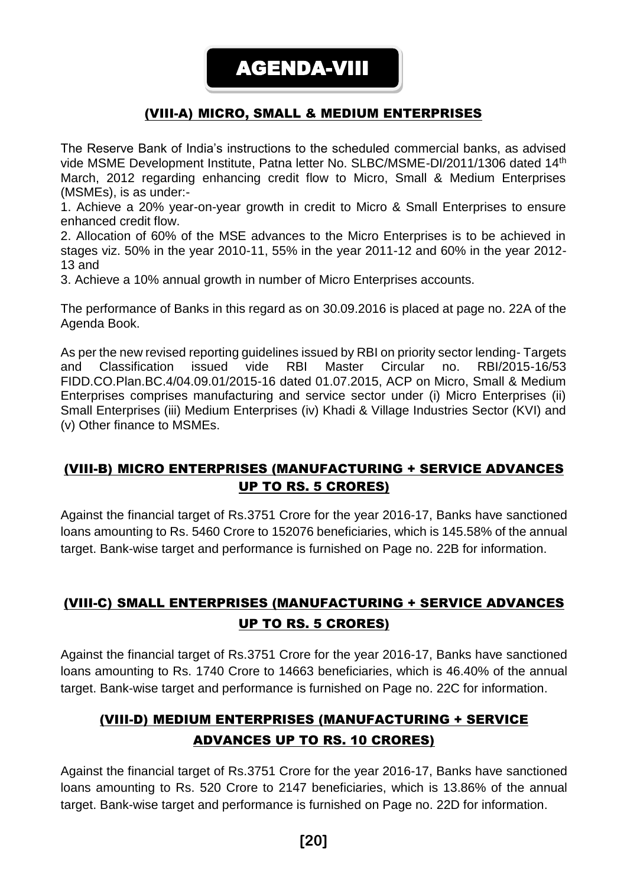# AGENDA-VIII

## (VIII-A) MICRO, SMALL & MEDIUM ENTERPRISES

The Reserve Bank of India's instructions to the scheduled commercial banks, as advised vide MSME Development Institute, Patna letter No. SLBC/MSME-DI/2011/1306 dated 14th March, 2012 regarding enhancing credit flow to Micro, Small & Medium Enterprises (MSMEs), is as under:-

1. Achieve a 20% year-on-year growth in credit to Micro & Small Enterprises to ensure enhanced credit flow.
2. Allocation of 60% of the MSE advances to the Micro Enterprises is to be achieved in stages viz. 50% in the year 2010-11, 55% in the year 2011-12 and 60% in the year 2012-13 and
3. Achieve a 10% annual growth in number of Micro Enterprises accounts.

The performance of Banks in this regard as on 30.09.2016 is placed at page no. 22A of the Agenda Book.

As per the new revised reporting guidelines issued by RBI on priority sector lending- Targets and Classification issued vide RBI Master Circular no. RBI/2015-16/53 FIDD.CO.Plan.BC.4/04.09.01/2015-16 dated 01.07.2015, ACP on Micro, Small & Medium Enterprises comprises manufacturing and service sector under (i) Micro Enterprises (ii) Small Enterprises (iii) Medium Enterprises (iv) Khadi & Village Industries Sector (KVI) and (v) Other finance to MSMEs.

## (VIII-B) MICRO ENTERPRISES (MANUFACTURING + SERVICE ADVANCES UP TO RS. 5 CRORES)

Against the financial target of Rs.3751 Crore for the year 2016-17, Banks have sanctioned loans amounting to Rs. 5460 Crore to 152076 beneficiaries, which is 145.58% of the annual target. Bank-wise target and performance is furnished on Page no. 22B for information.

## (VIII-C) SMALL ENTERPRISES (MANUFACTURING + SERVICE ADVANCES UP TO RS. 5 CRORES)

Against the financial target of Rs.3751 Crore for the year 2016-17, Banks have sanctioned loans amounting to Rs. 1740 Crore to 14663 beneficiaries, which is 46.40% of the annual target. Bank-wise target and performance is furnished on Page no. 22C for information.

## (VIII-D) MEDIUM ENTERPRISES (MANUFACTURING + SERVICE ADVANCES UP TO RS. 10 CRORES)

Against the financial target of Rs.3751 Crore for the year 2016-17, Banks have sanctioned loans amounting to Rs. 520 Crore to 2147 beneficiaries, which is 13.86% of the annual target. Bank-wise target and performance is furnished on Page no. 22D for information.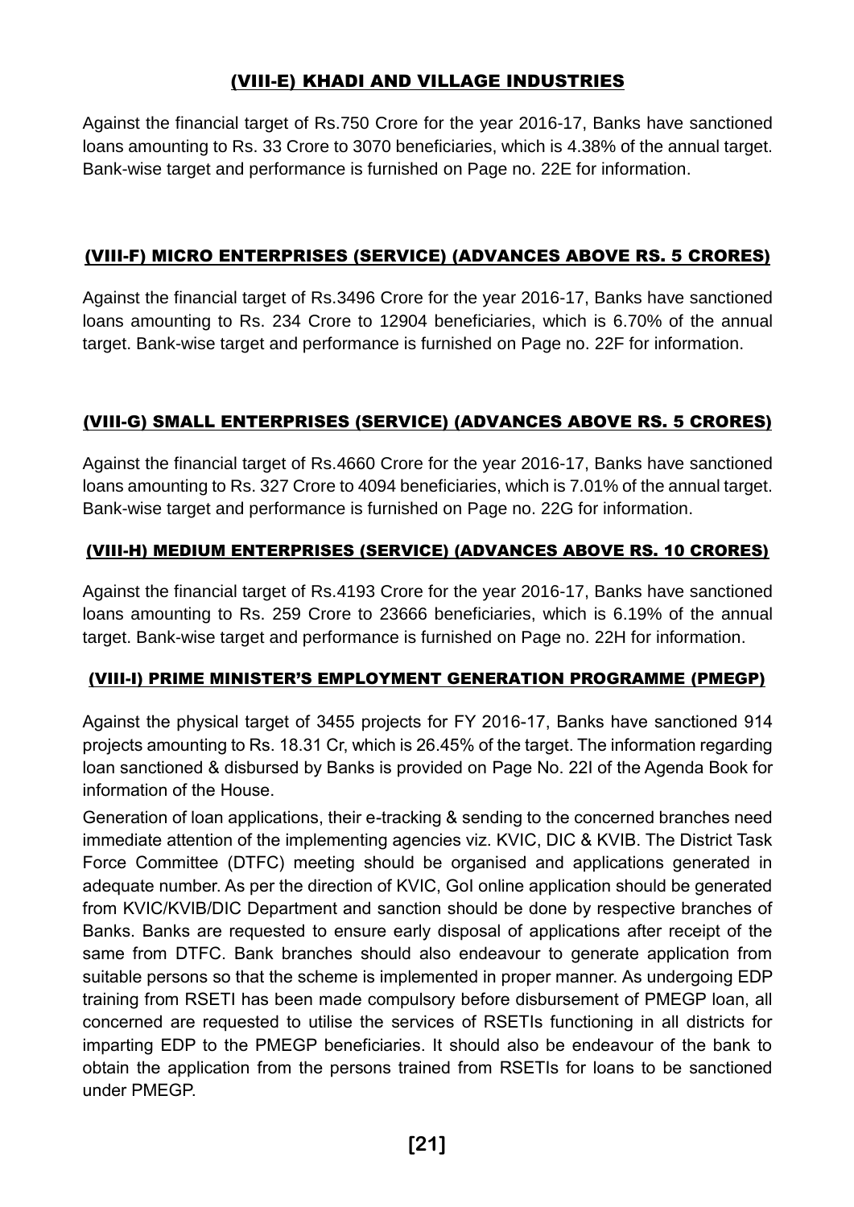## (VIII-E) KHADI AND VILLAGE INDUSTRIES

Against the financial target of Rs.750 Crore for the year 2016-17, Banks have sanctioned loans amounting to Rs. 33 Crore to 3070 beneficiaries, which is 4.38% of the annual target. Bank-wise target and performance is furnished on Page no. 22E for information.

## (VIII-F) MICRO ENTERPRISES (SERVICE) (ADVANCES ABOVE RS. 5 CRORES)

Against the financial target of Rs.3496 Crore for the year 2016-17, Banks have sanctioned loans amounting to Rs. 234 Crore to 12904 beneficiaries, which is 6.70% of the annual target. Bank-wise target and performance is furnished on Page no. 22F for information.

## (VIII-G) SMALL ENTERPRISES (SERVICE) (ADVANCES ABOVE RS. 5 CRORES)

Against the financial target of Rs.4660 Crore for the year 2016-17, Banks have sanctioned loans amounting to Rs. 327 Crore to 4094 beneficiaries, which is 7.01% of the annual target. Bank-wise target and performance is furnished on Page no. 22G for information.

## (VIII-H) MEDIUM ENTERPRISES (SERVICE) (ADVANCES ABOVE RS. 10 CRORES)

Against the financial target of Rs.4193 Crore for the year 2016-17, Banks have sanctioned loans amounting to Rs. 259 Crore to 23666 beneficiaries, which is 6.19% of the annual target. Bank-wise target and performance is furnished on Page no. 22H for information.

## (VIII-I) PRIME MINISTER'S EMPLOYMENT GENERATION PROGRAMME (PMEGP)

Against the physical target of 3455 projects for FY 2016-17, Banks have sanctioned 914 projects amounting to Rs. 18.31 Cr, which is 26.45% of the target. The information regarding loan sanctioned & disbursed by Banks is provided on Page No. 22I of the Agenda Book for information of the House.

Generation of loan applications, their e-tracking & sending to the concerned branches need immediate attention of the implementing agencies viz. KVIC, DIC & KVIB. The District Task Force Committee (DTFC) meeting should be organised and applications generated in adequate number. As per the direction of KVIC, GoI online application should be generated from KVIC/KVIB/DIC Department and sanction should be done by respective branches of Banks. Banks are requested to ensure early disposal of applications after receipt of the same from DTFC. Bank branches should also endeavour to generate application from suitable persons so that the scheme is implemented in proper manner. As undergoing EDP training from RSETI has been made compulsory before disbursement of PMEGP loan, all concerned are requested to utilise the services of RSETIs functioning in all districts for imparting EDP to the PMEGP beneficiaries. It should also be endeavour of the bank to obtain the application from the persons trained from RSETIs for loans to be sanctioned under PMEGP.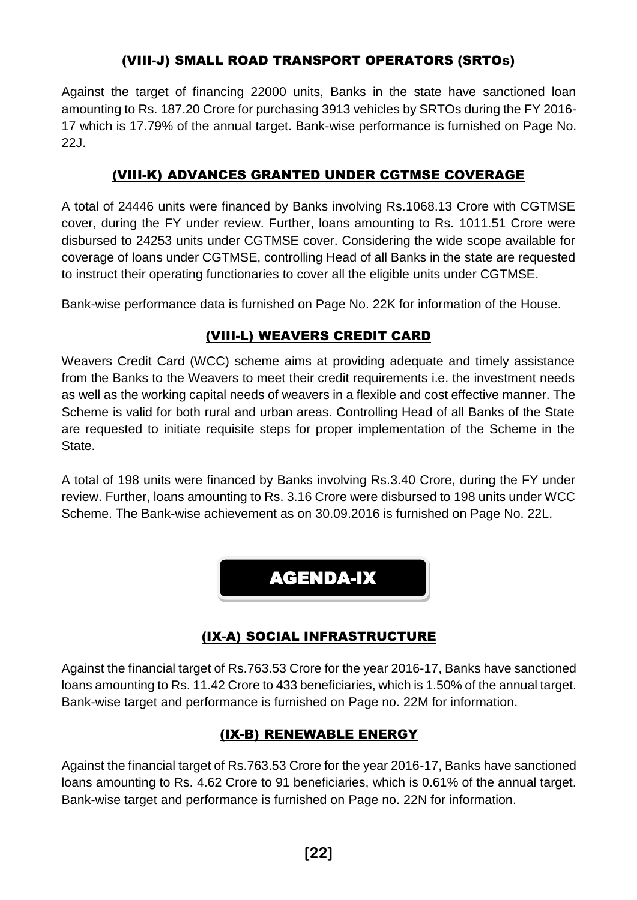## (VIII-J) SMALL ROAD TRANSPORT OPERATORS (SRTOs)

Against the target of financing 22000 units, Banks in the state have sanctioned loan amounting to Rs. 187.20 Crore for purchasing 3913 vehicles by SRTOs during the FY 2016-17 which is 17.79% of the annual target. Bank-wise performance is furnished on Page No. 22J.

## (VIII-K) ADVANCES GRANTED UNDER CGTMSE COVERAGE

A total of 24446 units were financed by Banks involving Rs.1068.13 Crore with CGTMSE cover, during the FY under review. Further, loans amounting to Rs. 1011.51 Crore were disbursed to 24253 units under CGTMSE cover. Considering the wide scope available for coverage of loans under CGTMSE, controlling Head of all Banks in the state are requested to instruct their operating functionaries to cover all the eligible units under CGTMSE.

Bank-wise performance data is furnished on Page No. 22K for information of the House.

## (VIII-L) WEAVERS CREDIT CARD

Weavers Credit Card (WCC) scheme aims at providing adequate and timely assistance from the Banks to the Weavers to meet their credit requirements i.e. the investment needs as well as the working capital needs of weavers in a flexible and cost effective manner. The Scheme is valid for both rural and urban areas. Controlling Head of all Banks of the State are requested to initiate requisite steps for proper implementation of the Scheme in the State.

A total of 198 units were financed by Banks involving Rs.3.40 Crore, during the FY under review. Further, loans amounting to Rs. 3.16 Crore were disbursed to 198 units under WCC Scheme. The Bank-wise achievement as on 30.09.2016 is furnished on Page No. 22L.

# AGENDA-IX

## (IX-A) SOCIAL INFRASTRUCTURE

Against the financial target of Rs.763.53 Crore for the year 2016-17, Banks have sanctioned loans amounting to Rs. 11.42 Crore to 433 beneficiaries, which is 1.50% of the annual target. Bank-wise target and performance is furnished on Page no. 22M for information.

## (IX-B) RENEWABLE ENERGY

Against the financial target of Rs.763.53 Crore for the year 2016-17, Banks have sanctioned loans amounting to Rs. 4.62 Crore to 91 beneficiaries, which is 0.61% of the annual target. Bank-wise target and performance is furnished on Page no. 22N for information.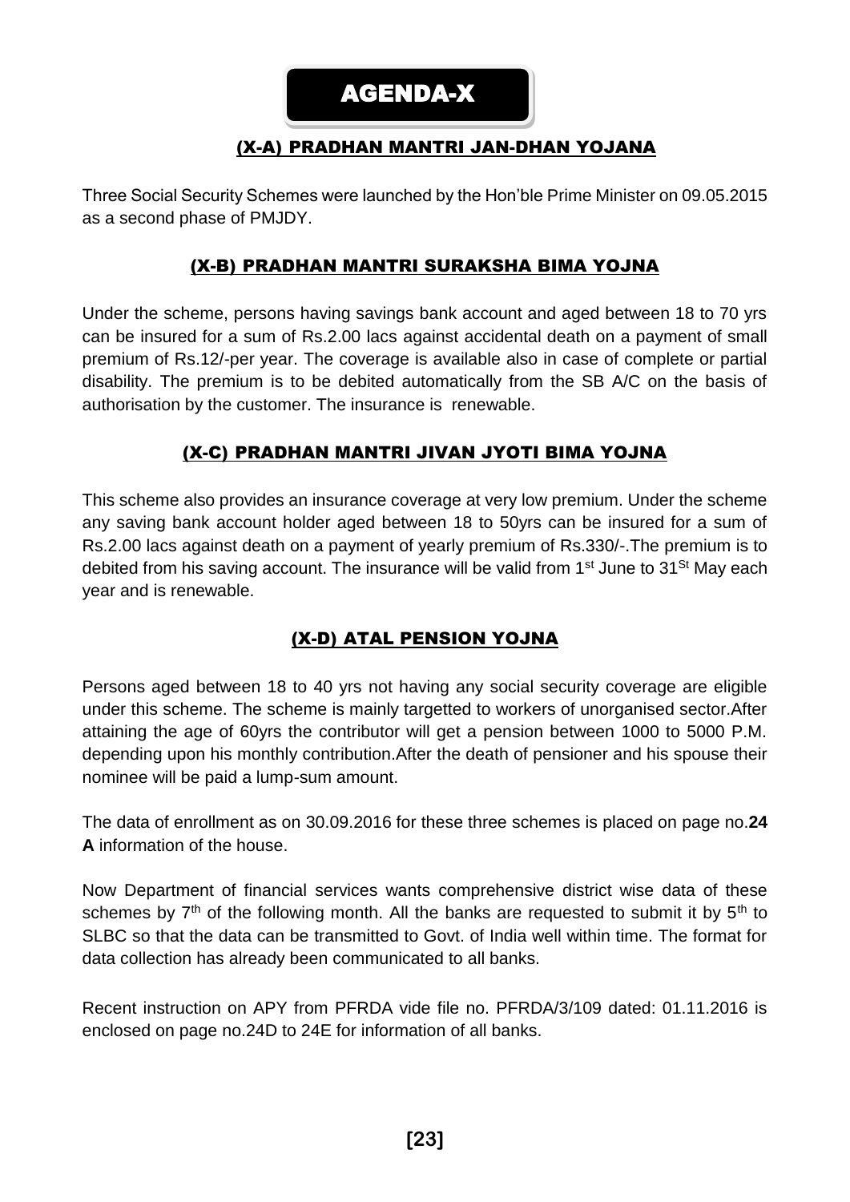# AGENDA-X

## (X-A) PRADHAN MANTRI JAN-DHAN YOJANA

Three Social Security Schemes were launched by the Hon'ble Prime Minister on 09.05.2015 as a second phase of PMJDY.

## (X-B) PRADHAN MANTRI SURAKSHA BIMA YOJNA

Under the scheme, persons having savings bank account and aged between 18 to 70 yrs can be insured for a sum of Rs.2.00 lacs against accidental death on a payment of small premium of Rs.12/-per year. The coverage is available also in case of complete or partial disability. The premium is to be debited automatically from the SB A/C on the basis of authorisation by the customer. The insurance is renewable.

## (X-C) PRADHAN MANTRI JIVAN JYOTI BIMA YOJNA

This scheme also provides an insurance coverage at very low premium. Under the scheme any saving bank account holder aged between 18 to 50yrs can be insured for a sum of Rs.2.00 lacs against death on a payment of yearly premium of Rs.330/-.The premium is to debited from his saving account. The insurance will be valid from 1st June to 31St May each year and is renewable.

## (X-D) ATAL PENSION YOJNA

Persons aged between 18 to 40 yrs not having any social security coverage are eligible under this scheme. The scheme is mainly targetted to workers of unorganised sector.After attaining the age of 60yrs the contributor will get a pension between 1000 to 5000 P.M. depending upon his monthly contribution.After the death of pensioner and his spouse their nominee will be paid a lump-sum amount.

The data of enrollment as on 30.09.2016 for these three schemes is placed on page no.**24 A** information of the house.

Now Department of financial services wants comprehensive district wise data of these schemes by 7th of the following month. All the banks are requested to submit it by 5th to SLBC so that the data can be transmitted to Govt. of India well within time. The format for data collection has already been communicated to all banks.

Recent instruction on APY from PFRDA vide file no. PFRDA/3/109 dated: 01.11.2016 is enclosed on page no.24D to 24E for information of all banks.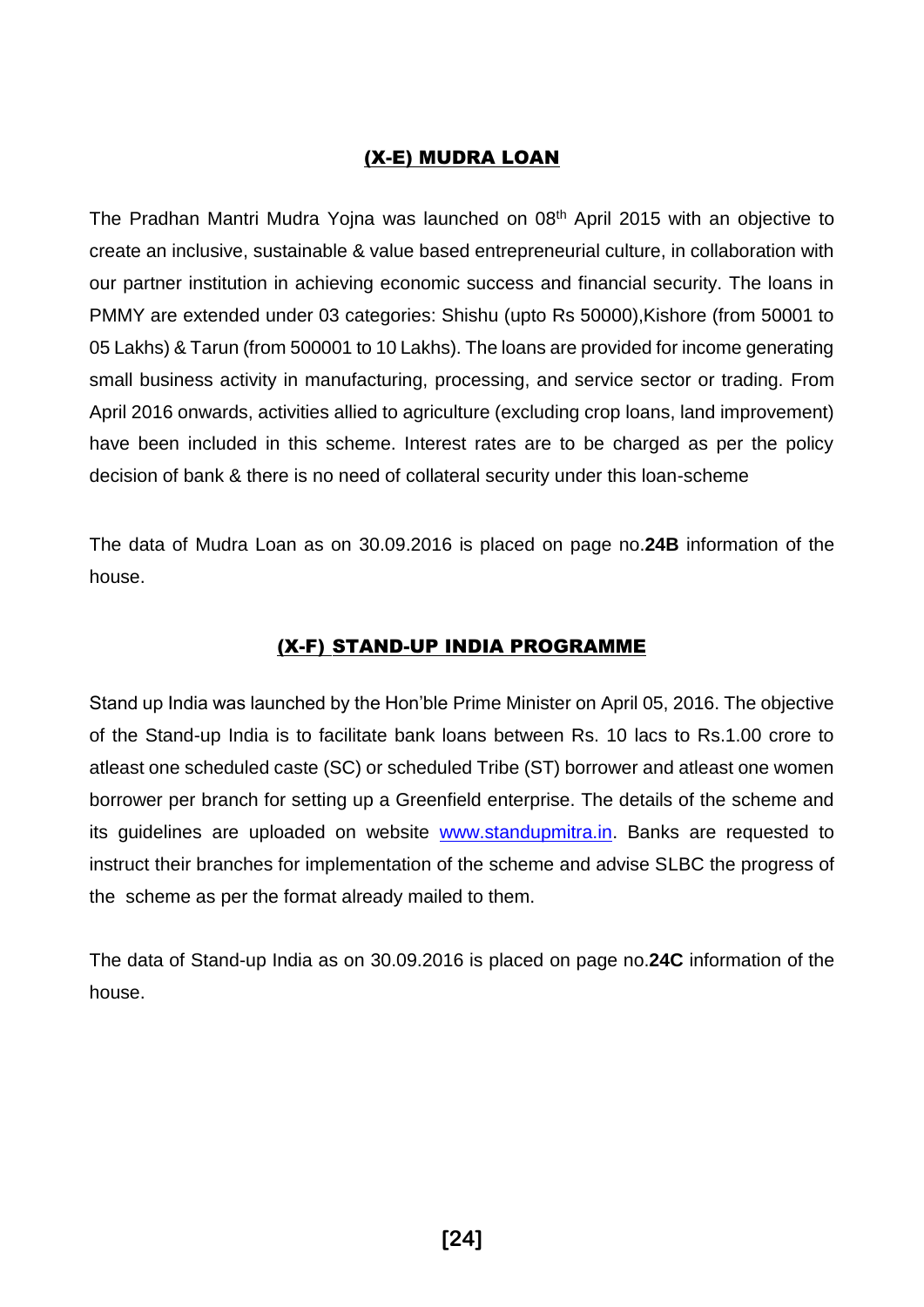## (X-E) MUDRA LOAN

The Pradhan Mantri Mudra Yojna was launched on 08th April 2015 with an objective to create an inclusive, sustainable & value based entrepreneurial culture, in collaboration with our partner institution in achieving economic success and financial security. The loans in PMMY are extended under 03 categories: Shishu (upto Rs 50000),Kishore (from 50001 to 05 Lakhs) & Tarun (from 500001 to 10 Lakhs). The loans are provided for income generating small business activity in manufacturing, processing, and service sector or trading. From April 2016 onwards, activities allied to agriculture (excluding crop loans, land improvement) have been included in this scheme. Interest rates are to be charged as per the policy decision of bank & there is no need of collateral security under this loan-scheme

The data of Mudra Loan as on 30.09.2016 is placed on page no.**24B** information of the house.

## (X-F) STAND-UP INDIA PROGRAMME

Stand up India was launched by the Hon'ble Prime Minister on April 05, 2016. The objective of the Stand-up India is to facilitate bank loans between Rs. 10 lacs to Rs.1.00 crore to atleast one scheduled caste (SC) or scheduled Tribe (ST) borrower and atleast one women borrower per branch for setting up a Greenfield enterprise. The details of the scheme and its guidelines are uploaded on website www.standupmitra.in. Banks are requested to instruct their branches for implementation of the scheme and advise SLBC the progress of the scheme as per the format already mailed to them.

The data of Stand-up India as on 30.09.2016 is placed on page no.**24C** information of the house.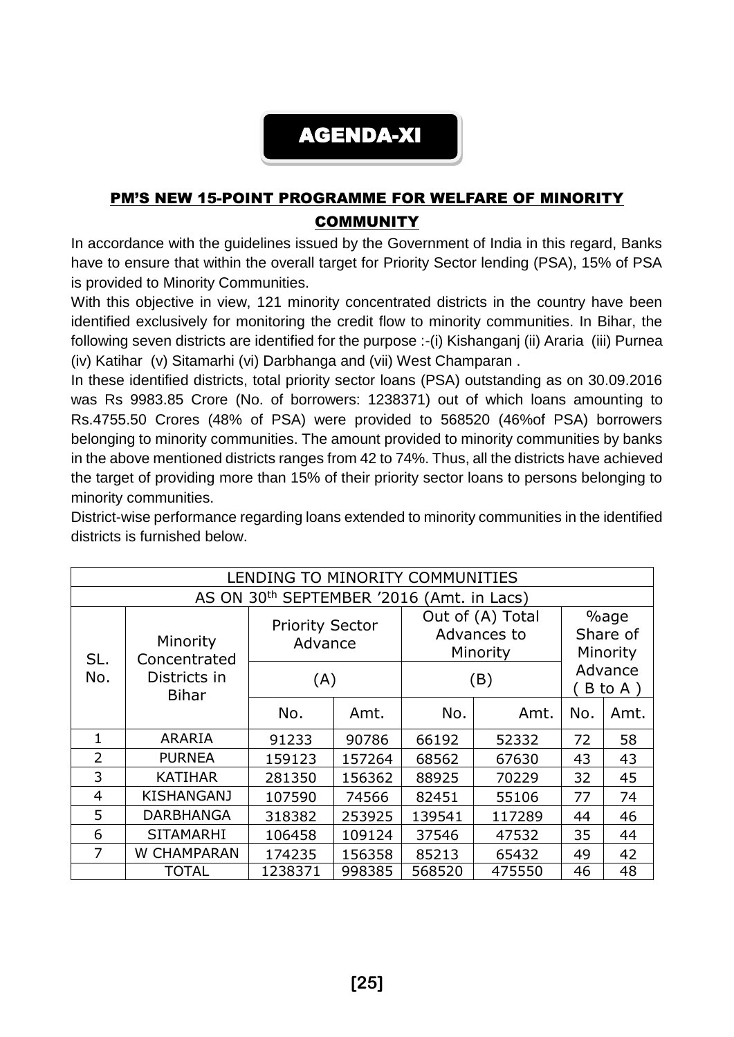# AGENDA-XI

## PM'S NEW 15-POINT PROGRAMME FOR WELFARE OF MINORITY COMMUNITY

In accordance with the guidelines issued by the Government of India in this regard, Banks have to ensure that within the overall target for Priority Sector lending (PSA), 15% of PSA is provided to Minority Communities.

With this objective in view, 121 minority concentrated districts in the country have been identified exclusively for monitoring the credit flow to minority communities. In Bihar, the following seven districts are identified for the purpose :-(i) Kishanganj (ii) Araria (iii) Purnea (iv) Katihar (v) Sitamarhi (vi) Darbhanga and (vii) West Champaran .

In these identified districts, total priority sector loans (PSA) outstanding as on 30.09.2016 was Rs 9983.85 Crore (No. of borrowers: 1238371) out of which loans amounting to Rs.4755.50 Crores (48% of PSA) were provided to 568520 (46%of PSA) borrowers belonging to minority communities. The amount provided to minority communities by banks in the above mentioned districts ranges from 42 to 74%. Thus, all the districts have achieved the target of providing more than 15% of their priority sector loans to persons belonging to minority communities.

District-wise performance regarding loans extended to minority communities in the identified districts is furnished below.

| LENDING TO MINORITY COMMUNITIES | | | | | | | |
|---|---|---|---|---|---|---|---|
| AS ON 30th SEPTEMBER '2016 (Amt. in Lacs) | | | | | | | |
| SL. No. | Minority Concentrated Districts in Bihar | Priority Sector Advance (A) | | Out of (A) Total Advances to Minority (B) | | %age Share of Minority Advance ( B to A ) | |
| | | No. | Amt. | No. | Amt. | No. | Amt. |
| 1 | ARARIA | 91233 | 90786 | 66192 | 52332 | 72 | 58 |
| 2 | PURNEA | 159123 | 157264 | 68562 | 67630 | 43 | 43 |
| 3 | KATIHAR | 281350 | 156362 | 88925 | 70229 | 32 | 45 |
| 4 | KISHANGANJ | 107590 | 74566 | 82451 | 55106 | 77 | 74 |
| 5 | DARBHANGA | 318382 | 253925 | 139541 | 117289 | 44 | 46 |
| 6 | SITAMARHI | 106458 | 109124 | 37546 | 47532 | 35 | 44 |
| 7 | W CHAMPARAN | 174235 | 156358 | 85213 | 65432 | 49 | 42 |
| | TOTAL | 1238371 | 998385 | 568520 | 475550 | 46 | 48 |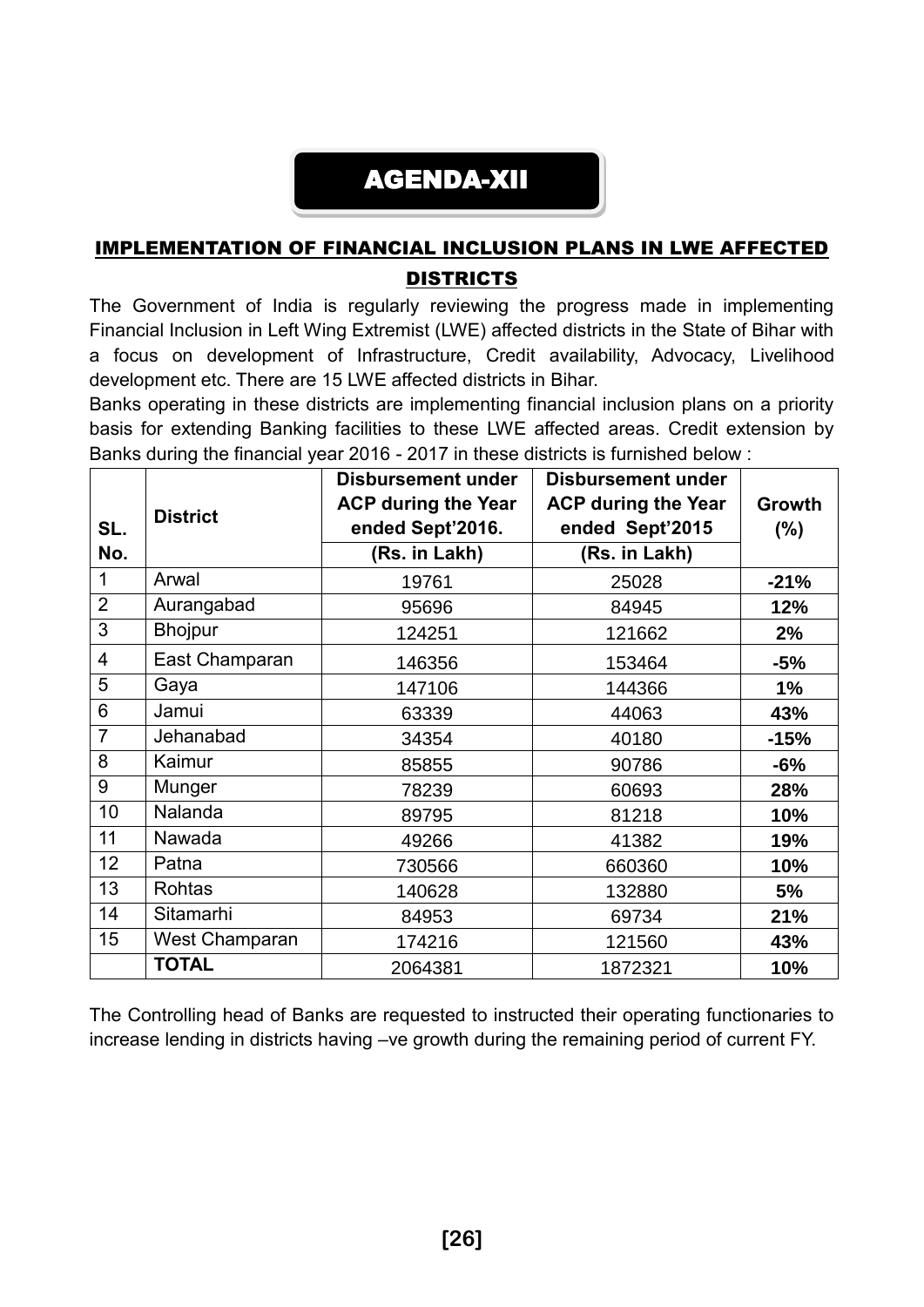# AGENDA-XII

## IMPLEMENTATION OF FINANCIAL INCLUSION PLANS IN LWE AFFECTED DISTRICTS

The Government of India is regularly reviewing the progress made in implementing Financial Inclusion in Left Wing Extremist (LWE) affected districts in the State of Bihar with a focus on development of Infrastructure, Credit availability, Advocacy, Livelihood development etc. There are 15 LWE affected districts in Bihar.

Banks operating in these districts are implementing financial inclusion plans on a priority basis for extending Banking facilities to these LWE affected areas. Credit extension by Banks during the financial year 2016 - 2017 in these districts is furnished below :

| SL. No. | District | Disbursement under ACP during the Year ended Sept'2016. (Rs. in Lakh) | Disbursement under ACP during the Year ended Sept'2015 (Rs. in Lakh) | Growth (%) |
|---|---|---|---|---|
| 1 | Arwal | 19761 | 25028 | **-21%** |
| 2 | Aurangabad | 95696 | 84945 | **12%** |
| 3 | Bhojpur | 124251 | 121662 | **2%** |
| 4 | East Champaran | 146356 | 153464 | **-5%** |
| 5 | Gaya | 147106 | 144366 | **1%** |
| 6 | Jamui | 63339 | 44063 | **43%** |
| 7 | Jehanabad | 34354 | 40180 | **-15%** |
| 8 | Kaimur | 85855 | 90786 | **-6%** |
| 9 | Munger | 78239 | 60693 | **28%** |
| 10 | Nalanda | 89795 | 81218 | **10%** |
| 11 | Nawada | 49266 | 41382 | **19%** |
| 12 | Patna | 730566 | 660360 | **10%** |
| 13 | Rohtas | 140628 | 132880 | **5%** |
| 14 | Sitamarhi | 84953 | 69734 | **21%** |
| 15 | West Champaran | 174216 | 121560 | **43%** |
| | **TOTAL** | 2064381 | 1872321 | **10%** |

The Controlling head of Banks are requested to instructed their operating functionaries to increase lending in districts having –ve growth during the remaining period of current FY.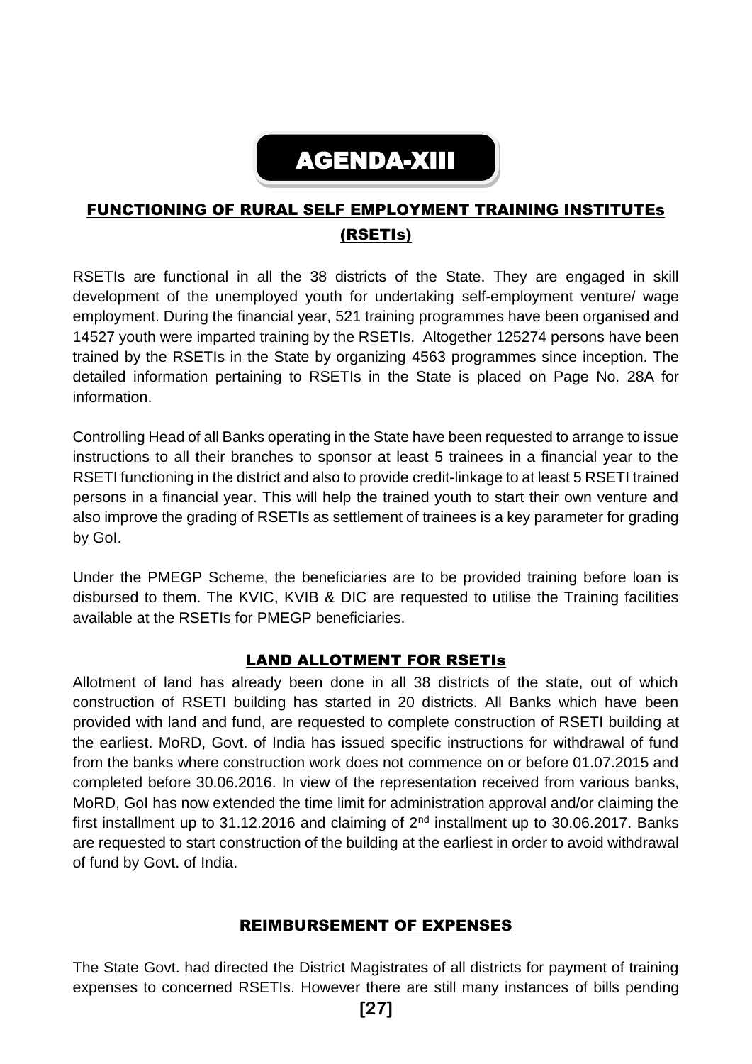# AGENDA-XIII

## FUNCTIONING OF RURAL SELF EMPLOYMENT TRAINING INSTITUTEs (RSETIs)

RSETIs are functional in all the 38 districts of the State. They are engaged in skill development of the unemployed youth for undertaking self-employment venture/ wage employment. During the financial year, 521 training programmes have been organised and 14527 youth were imparted training by the RSETIs. Altogether 125274 persons have been trained by the RSETIs in the State by organizing 4563 programmes since inception. The detailed information pertaining to RSETIs in the State is placed on Page No. 28A for information.

Controlling Head of all Banks operating in the State have been requested to arrange to issue instructions to all their branches to sponsor at least 5 trainees in a financial year to the RSETI functioning in the district and also to provide credit-linkage to at least 5 RSETI trained persons in a financial year. This will help the trained youth to start their own venture and also improve the grading of RSETIs as settlement of trainees is a key parameter for grading by GoI.

Under the PMEGP Scheme, the beneficiaries are to be provided training before loan is disbursed to them. The KVIC, KVIB & DIC are requested to utilise the Training facilities available at the RSETIs for PMEGP beneficiaries.

### LAND ALLOTMENT FOR RSETIs

Allotment of land has already been done in all 38 districts of the state, out of which construction of RSETI building has started in 20 districts. All Banks which have been provided with land and fund, are requested to complete construction of RSETI building at the earliest. MoRD, Govt. of India has issued specific instructions for withdrawal of fund from the banks where construction work does not commence on or before 01.07.2015 and completed before 30.06.2016. In view of the representation received from various banks, MoRD, GoI has now extended the time limit for administration approval and/or claiming the first installment up to 31.12.2016 and claiming of 2nd installment up to 30.06.2017. Banks are requested to start construction of the building at the earliest in order to avoid withdrawal of fund by Govt. of India.

### REIMBURSEMENT OF EXPENSES

The State Govt. had directed the District Magistrates of all districts for payment of training expenses to concerned RSETIs. However there are still many instances of bills pending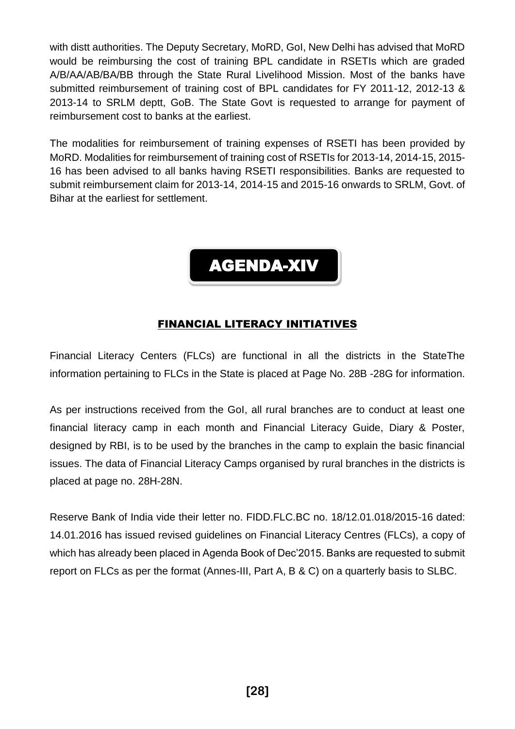with distt authorities. The Deputy Secretary, MoRD, GoI, New Delhi has advised that MoRD would be reimbursing the cost of training BPL candidate in RSETIs which are graded A/B/AA/AB/BA/BB through the State Rural Livelihood Mission. Most of the banks have submitted reimbursement of training cost of BPL candidates for FY 2011-12, 2012-13 & 2013-14 to SRLM deptt, GoB. The State Govt is requested to arrange for payment of reimbursement cost to banks at the earliest.

The modalities for reimbursement of training expenses of RSETI has been provided by MoRD. Modalities for reimbursement of training cost of RSETIs for 2013-14, 2014-15, 2015-16 has been advised to all banks having RSETI responsibilities. Banks are requested to submit reimbursement claim for 2013-14, 2014-15 and 2015-16 onwards to SRLM, Govt. of Bihar at the earliest for settlement.

# AGENDA-XIV

## FINANCIAL LITERACY INITIATIVES

Financial Literacy Centers (FLCs) are functional in all the districts in the StateThe information pertaining to FLCs in the State is placed at Page No. 28B -28G for information.

As per instructions received from the GoI, all rural branches are to conduct at least one financial literacy camp in each month and Financial Literacy Guide, Diary & Poster, designed by RBI, is to be used by the branches in the camp to explain the basic financial issues. The data of Financial Literacy Camps organised by rural branches in the districts is placed at page no. 28H-28N.

Reserve Bank of India vide their letter no. FIDD.FLC.BC no. 18/12.01.018/2015-16 dated: 14.01.2016 has issued revised guidelines on Financial Literacy Centres (FLCs), a copy of which has already been placed in Agenda Book of Dec'2015. Banks are requested to submit report on FLCs as per the format (Annes-III, Part A, B & C) on a quarterly basis to SLBC.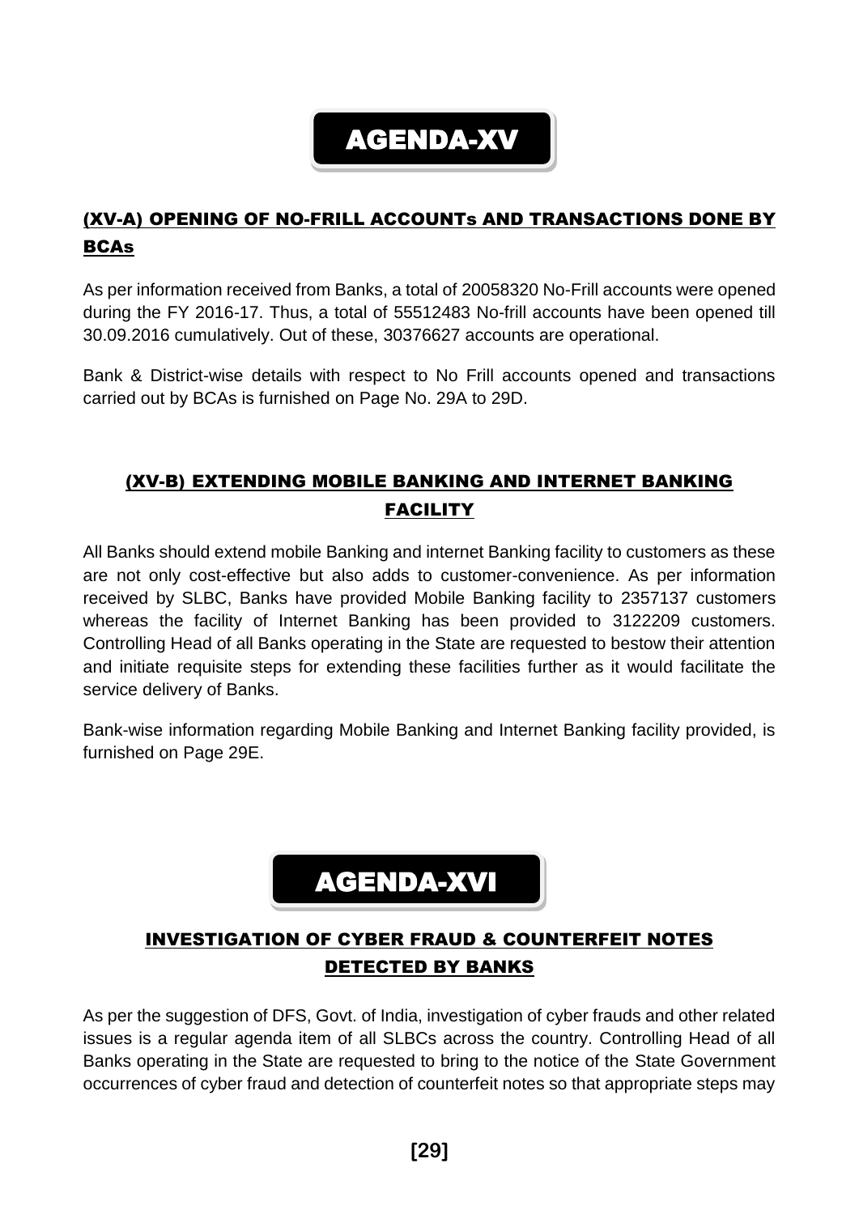# AGENDA-XV

## (XV-A) OPENING OF NO-FRILL ACCOUNTs AND TRANSACTIONS DONE BY BCAs

As per information received from Banks, a total of 20058320 No-Frill accounts were opened during the FY 2016-17. Thus, a total of 55512483 No-frill accounts have been opened till 30.09.2016 cumulatively. Out of these, 30376627 accounts are operational.

Bank & District-wise details with respect to No Frill accounts opened and transactions carried out by BCAs is furnished on Page No. 29A to 29D.

## (XV-B) EXTENDING MOBILE BANKING AND INTERNET BANKING FACILITY

All Banks should extend mobile Banking and internet Banking facility to customers as these are not only cost-effective but also adds to customer-convenience. As per information received by SLBC, Banks have provided Mobile Banking facility to 2357137 customers whereas the facility of Internet Banking has been provided to 3122209 customers. Controlling Head of all Banks operating in the State are requested to bestow their attention and initiate requisite steps for extending these facilities further as it would facilitate the service delivery of Banks.

Bank-wise information regarding Mobile Banking and Internet Banking facility provided, is furnished on Page 29E.

# AGENDA-XVI

## INVESTIGATION OF CYBER FRAUD & COUNTERFEIT NOTES DETECTED BY BANKS

As per the suggestion of DFS, Govt. of India, investigation of cyber frauds and other related issues is a regular agenda item of all SLBCs across the country. Controlling Head of all Banks operating in the State are requested to bring to the notice of the State Government occurrences of cyber fraud and detection of counterfeit notes so that appropriate steps may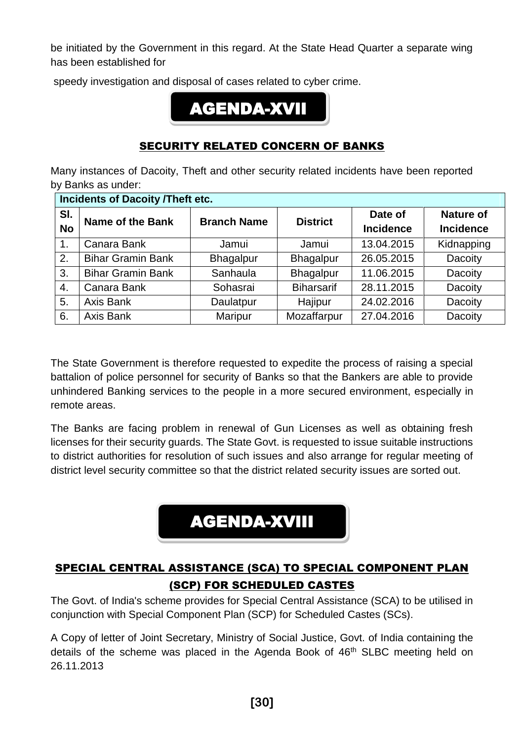be initiated by the Government in this regard. At the State Head Quarter a separate wing has been established for

speedy investigation and disposal of cases related to cyber crime.

# AGENDA-XVII

## SECURITY RELATED CONCERN OF BANKS

Many instances of Dacoity, Theft and other security related incidents have been reported by Banks as under:

| **Incidents of Dacoity /Theft etc.** | | | | | |
|---|---|---|---|---|---|
| **Sl. No** | **Name of the Bank** | **Branch Name** | **District** | **Date of Incidence** | **Nature of Incidence** |
| 1. | Canara Bank | Jamui | Jamui | 13.04.2015 | Kidnapping |
| 2. | Bihar Gramin Bank | Bhagalpur | Bhagalpur | 26.05.2015 | Dacoity |
| 3. | Bihar Gramin Bank | Sanhaula | Bhagalpur | 11.06.2015 | Dacoity |
| 4. | Canara Bank | Sohasrai | Biharsarif | 28.11.2015 | Dacoity |
| 5. | Axis Bank | Daulatpur | Hajipur | 24.02.2016 | Dacoity |
| 6. | Axis Bank | Maripur | Mozaffarpur | 27.04.2016 | Dacoity |

The State Government is therefore requested to expedite the process of raising a special battalion of police personnel for security of Banks so that the Bankers are able to provide unhindered Banking services to the people in a more secured environment, especially in remote areas.

The Banks are facing problem in renewal of Gun Licenses as well as obtaining fresh licenses for their security guards. The State Govt. is requested to issue suitable instructions to district authorities for resolution of such issues and also arrange for regular meeting of district level security committee so that the district related security issues are sorted out.

# AGENDA-XVIII

## SPECIAL CENTRAL ASSISTANCE (SCA) TO SPECIAL COMPONENT PLAN (SCP) FOR SCHEDULED CASTES

The Govt. of India's scheme provides for Special Central Assistance (SCA) to be utilised in conjunction with Special Component Plan (SCP) for Scheduled Castes (SCs).

A Copy of letter of Joint Secretary, Ministry of Social Justice, Govt. of India containing the details of the scheme was placed in the Agenda Book of 46th SLBC meeting held on 26.11.2013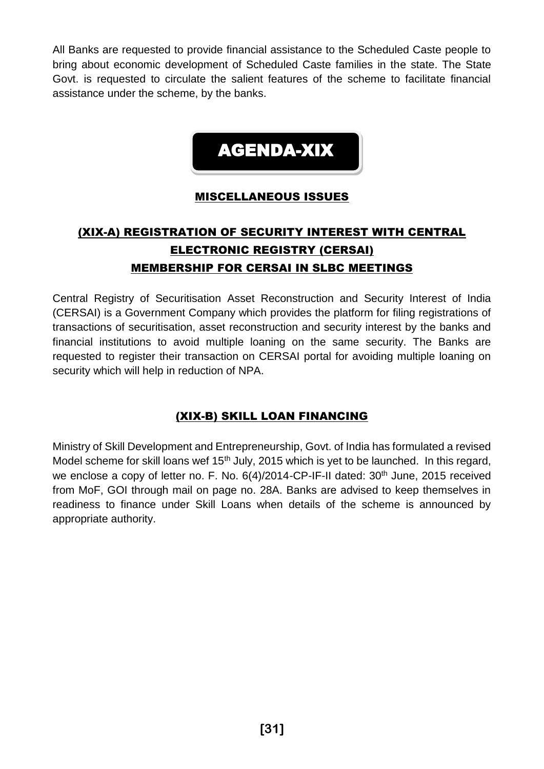All Banks are requested to provide financial assistance to the Scheduled Caste people to bring about economic development of Scheduled Caste families in the state. The State Govt. is requested to circulate the salient features of the scheme to facilitate financial assistance under the scheme, by the banks.

# AGENDA-XIX

## MISCELLANEOUS ISSUES

### (XIX-A) REGISTRATION OF SECURITY INTEREST WITH CENTRAL ELECTRONIC REGISTRY (CERSAI) MEMBERSHIP FOR CERSAI IN SLBC MEETINGS

Central Registry of Securitisation Asset Reconstruction and Security Interest of India (CERSAI) is a Government Company which provides the platform for filing registrations of transactions of securitisation, asset reconstruction and security interest by the banks and financial institutions to avoid multiple loaning on the same security. The Banks are requested to register their transaction on CERSAI portal for avoiding multiple loaning on security which will help in reduction of NPA.

### (XIX-B) SKILL LOAN FINANCING

Ministry of Skill Development and Entrepreneurship, Govt. of India has formulated a revised Model scheme for skill loans wef 15th July, 2015 which is yet to be launched. In this regard, we enclose a copy of letter no. F. No. 6(4)/2014-CP-IF-II dated: 30th June, 2015 received from MoF, GOI through mail on page no. 28A. Banks are advised to keep themselves in readiness to finance under Skill Loans when details of the scheme is announced by appropriate authority.